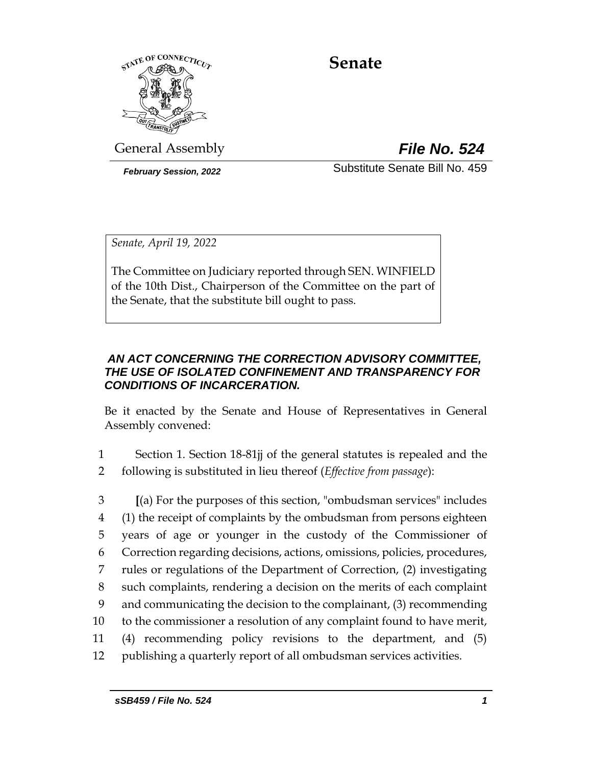# Senate

General Assembly

***File No. 524***

*February Session, 2022*

Substitute Senate Bill No. 459

*Senate, April 19, 2022*

The Committee on Judiciary reported through SEN. WINFIELD of the 10th Dist., Chairperson of the Committee on the part of the Senate, that the substitute bill ought to pass.

***AN ACT CONCERNING THE CORRECTION ADVISORY COMMITTEE, THE USE OF ISOLATED CONFINEMENT AND TRANSPARENCY FOR CONDITIONS OF INCARCERATION.***

Be it enacted by the Senate and House of Representatives in General Assembly convened:

1 Section 1. Section 18-81jj of the general statutes is repealed and the
2 following is substituted in lieu thereof (*Effective from passage*):

3 [(a) For the purposes of this section, "ombudsman services" includes
4 (1) the receipt of complaints by the ombudsman from persons eighteen
5 years of age or younger in the custody of the Commissioner of
6 Correction regarding decisions, actions, omissions, policies, procedures,
7 rules or regulations of the Department of Correction, (2) investigating
8 such complaints, rendering a decision on the merits of each complaint
9 and communicating the decision to the complainant, (3) recommending
10 to the commissioner a resolution of any complaint found to have merit,
11 (4) recommending policy revisions to the department, and (5)
12 publishing a quarterly report of all ombudsman services activities.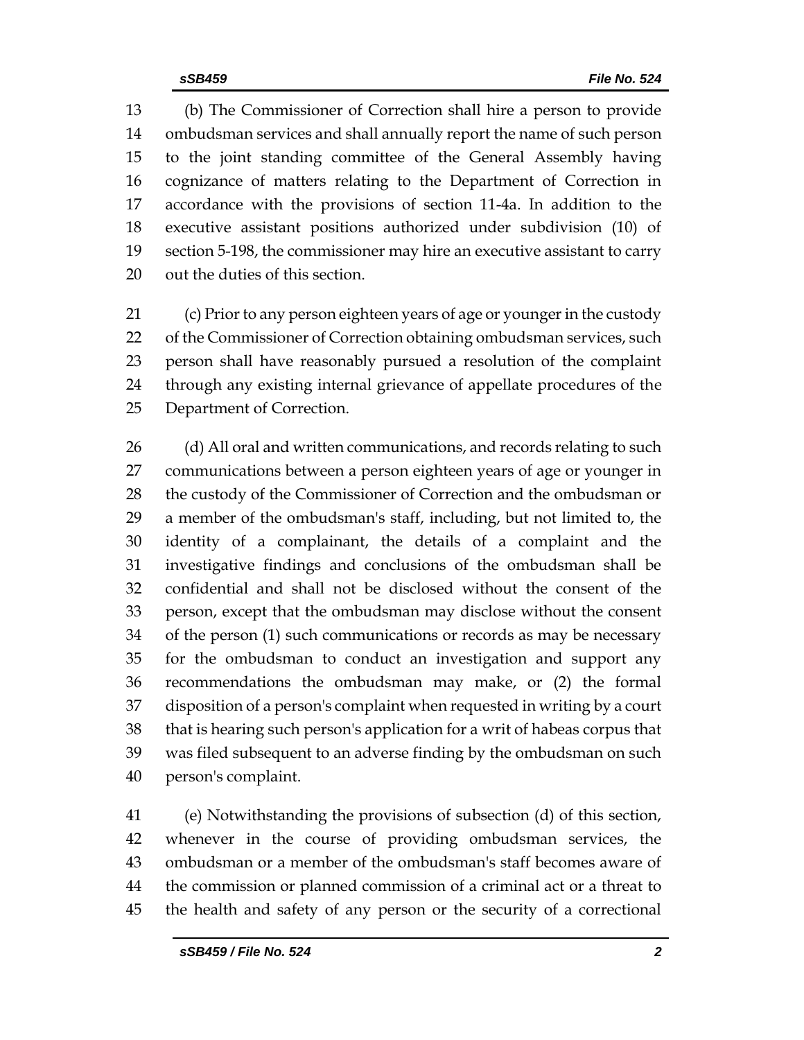(b) The Commissioner of Correction shall hire a person to provide ombudsman services and shall annually report the name of such person to the joint standing committee of the General Assembly having cognizance of matters relating to the Department of Correction in accordance with the provisions of section 11-4a. In addition to the executive assistant positions authorized under subdivision (10) of section 5-198, the commissioner may hire an executive assistant to carry out the duties of this section.

(c) Prior to any person eighteen years of age or younger in the custody of the Commissioner of Correction obtaining ombudsman services, such person shall have reasonably pursued a resolution of the complaint through any existing internal grievance of appellate procedures of the Department of Correction.

(d) All oral and written communications, and records relating to such communications between a person eighteen years of age or younger in the custody of the Commissioner of Correction and the ombudsman or a member of the ombudsman's staff, including, but not limited to, the identity of a complainant, the details of a complaint and the investigative findings and conclusions of the ombudsman shall be confidential and shall not be disclosed without the consent of the person, except that the ombudsman may disclose without the consent of the person (1) such communications or records as may be necessary for the ombudsman to conduct an investigation and support any recommendations the ombudsman may make, or (2) the formal disposition of a person's complaint when requested in writing by a court that is hearing such person's application for a writ of habeas corpus that was filed subsequent to an adverse finding by the ombudsman on such person's complaint.

(e) Notwithstanding the provisions of subsection (d) of this section, whenever in the course of providing ombudsman services, the ombudsman or a member of the ombudsman's staff becomes aware of the commission or planned commission of a criminal act or a threat to the health and safety of any person or the security of a correctional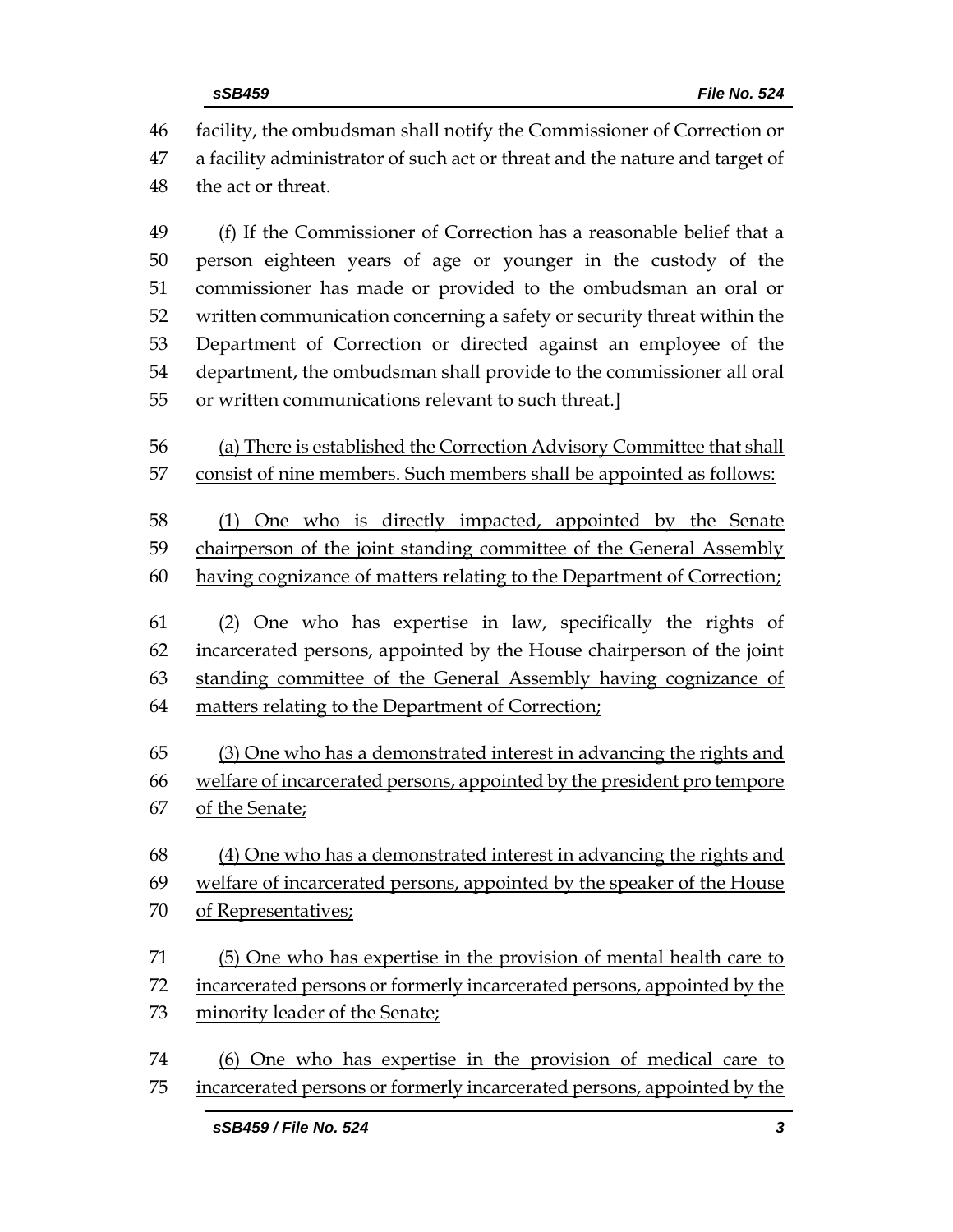facility, the ombudsman shall notify the Commissioner of Correction or a facility administrator of such act or threat and the nature and target of the act or threat.

(f) If the Commissioner of Correction has a reasonable belief that a person eighteen years of age or younger in the custody of the commissioner has made or provided to the ombudsman an oral or written communication concerning a safety or security threat within the Department of Correction or directed against an employee of the department, the ombudsman shall provide to the commissioner all oral or written communications relevant to such threat.]

<u>(a) There is established the Correction Advisory Committee that shall consist of nine members. Such members shall be appointed as follows:</u>

<u>(1) One who is directly impacted, appointed by the Senate chairperson of the joint standing committee of the General Assembly having cognizance of matters relating to the Department of Correction;</u>

<u>(2) One who has expertise in law, specifically the rights of incarcerated persons, appointed by the House chairperson of the joint standing committee of the General Assembly having cognizance of matters relating to the Department of Correction;</u>

<u>(3) One who has a demonstrated interest in advancing the rights and welfare of incarcerated persons, appointed by the president pro tempore of the Senate;</u>

<u>(4) One who has a demonstrated interest in advancing the rights and welfare of incarcerated persons, appointed by the speaker of the House of Representatives;</u>

<u>(5) One who has expertise in the provision of mental health care to incarcerated persons or formerly incarcerated persons, appointed by the minority leader of the Senate;</u>

<u>(6) One who has expertise in the provision of medical care to incarcerated persons or formerly incarcerated persons, appointed by the</u>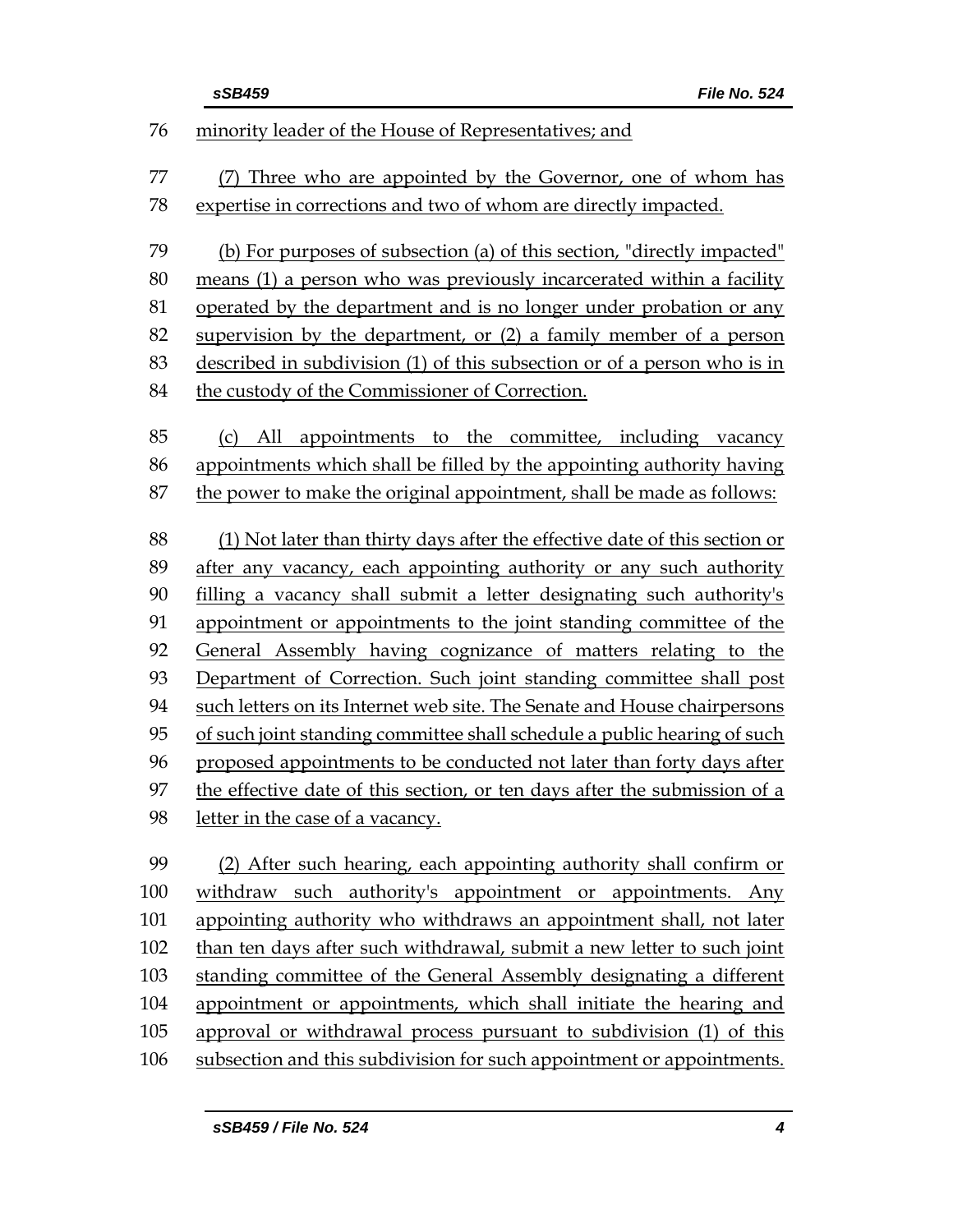76 minority leader of the House of Representatives; and

77 (7) Three who are appointed by the Governor, one of whom has
78 expertise in corrections and two of whom are directly impacted.

79 (b) For purposes of subsection (a) of this section, "directly impacted"
80 means (1) a person who was previously incarcerated within a facility
81 operated by the department and is no longer under probation or any
82 supervision by the department, or (2) a family member of a person
83 described in subdivision (1) of this subsection or of a person who is in
84 the custody of the Commissioner of Correction.

85 (c) All appointments to the committee, including vacancy
86 appointments which shall be filled by the appointing authority having
87 the power to make the original appointment, shall be made as follows:

88 (1) Not later than thirty days after the effective date of this section or
89 after any vacancy, each appointing authority or any such authority
90 filling a vacancy shall submit a letter designating such authority's
91 appointment or appointments to the joint standing committee of the
92 General Assembly having cognizance of matters relating to the
93 Department of Correction. Such joint standing committee shall post
94 such letters on its Internet web site. The Senate and House chairpersons
95 of such joint standing committee shall schedule a public hearing of such
96 proposed appointments to be conducted not later than forty days after
97 the effective date of this section, or ten days after the submission of a
98 letter in the case of a vacancy.

99 (2) After such hearing, each appointing authority shall confirm or
100 withdraw such authority's appointment or appointments. Any
101 appointing authority who withdraws an appointment shall, not later
102 than ten days after such withdrawal, submit a new letter to such joint
103 standing committee of the General Assembly designating a different
104 appointment or appointments, which shall initiate the hearing and
105 approval or withdrawal process pursuant to subdivision (1) of this
106 subsection and this subdivision for such appointment or appointments.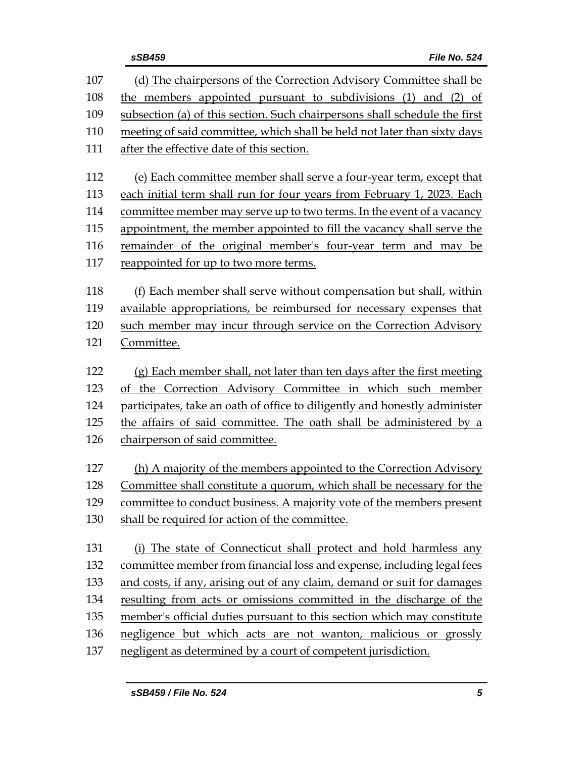(d) The chairpersons of the Correction Advisory Committee shall be the members appointed pursuant to subdivisions (1) and (2) of subsection (a) of this section. Such chairpersons shall schedule the first meeting of said committee, which shall be held not later than sixty days after the effective date of this section.

(e) Each committee member shall serve a four-year term, except that each initial term shall run for four years from February 1, 2023. Each committee member may serve up to two terms. In the event of a vacancy appointment, the member appointed to fill the vacancy shall serve the remainder of the original member's four-year term and may be reappointed for up to two more terms.

(f) Each member shall serve without compensation but shall, within available appropriations, be reimbursed for necessary expenses that such member may incur through service on the Correction Advisory Committee.

(g) Each member shall, not later than ten days after the first meeting of the Correction Advisory Committee in which such member participates, take an oath of office to diligently and honestly administer the affairs of said committee. The oath shall be administered by a chairperson of said committee.

(h) A majority of the members appointed to the Correction Advisory Committee shall constitute a quorum, which shall be necessary for the committee to conduct business. A majority vote of the members present shall be required for action of the committee.

(i) The state of Connecticut shall protect and hold harmless any committee member from financial loss and expense, including legal fees and costs, if any, arising out of any claim, demand or suit for damages resulting from acts or omissions committed in the discharge of the member's official duties pursuant to this section which may constitute negligence but which acts are not wanton, malicious or grossly negligent as determined by a court of competent jurisdiction.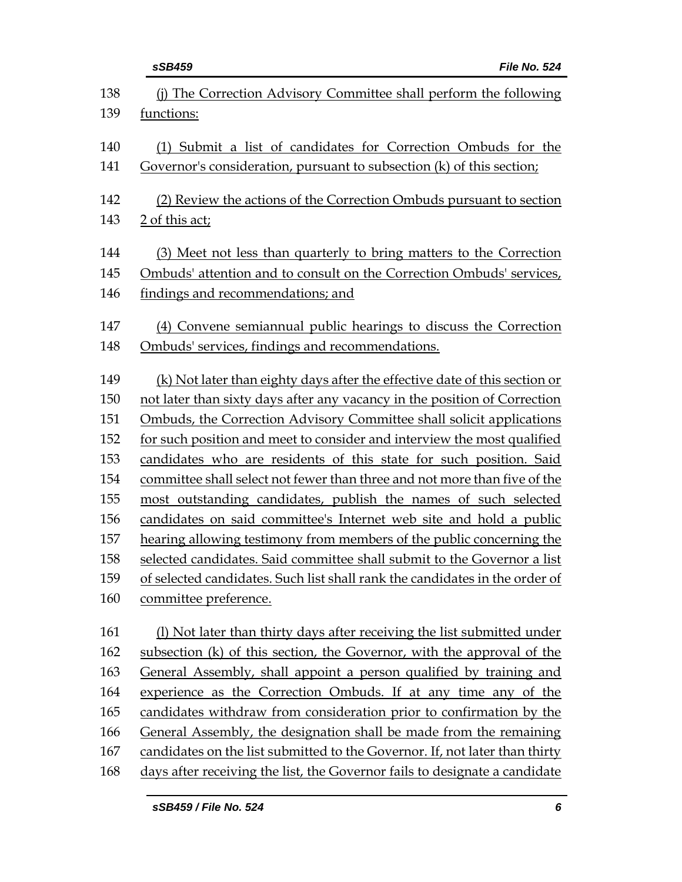(j) The Correction Advisory Committee shall perform the following functions:

(1) Submit a list of candidates for Correction Ombuds for the Governor's consideration, pursuant to subsection (k) of this section;

(2) Review the actions of the Correction Ombuds pursuant to section 2 of this act;

(3) Meet not less than quarterly to bring matters to the Correction Ombuds' attention and to consult on the Correction Ombuds' services, findings and recommendations; and

(4) Convene semiannual public hearings to discuss the Correction Ombuds' services, findings and recommendations.

(k) Not later than eighty days after the effective date of this section or not later than sixty days after any vacancy in the position of Correction Ombuds, the Correction Advisory Committee shall solicit applications for such position and meet to consider and interview the most qualified candidates who are residents of this state for such position. Said committee shall select not fewer than three and not more than five of the most outstanding candidates, publish the names of such selected candidates on said committee's Internet web site and hold a public hearing allowing testimony from members of the public concerning the selected candidates. Said committee shall submit to the Governor a list of selected candidates. Such list shall rank the candidates in the order of committee preference.

(l) Not later than thirty days after receiving the list submitted under subsection (k) of this section, the Governor, with the approval of the General Assembly, shall appoint a person qualified by training and experience as the Correction Ombuds. If at any time any of the candidates withdraw from consideration prior to confirmation by the General Assembly, the designation shall be made from the remaining candidates on the list submitted to the Governor. If, not later than thirty days after receiving the list, the Governor fails to designate a candidate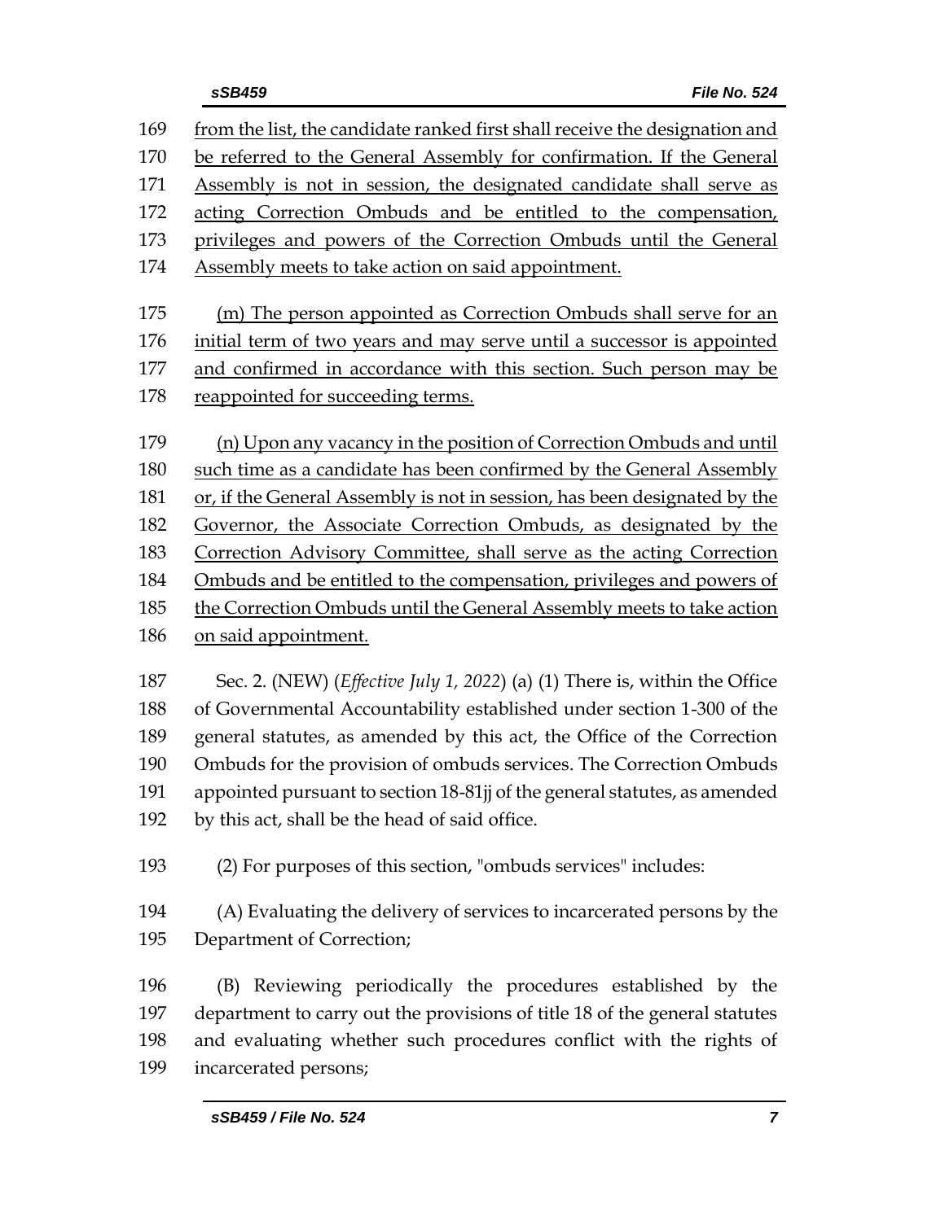from the list, the candidate ranked first shall receive the designation and be referred to the General Assembly for confirmation. If the General Assembly is not in session, the designated candidate shall serve as acting Correction Ombuds and be entitled to the compensation, privileges and powers of the Correction Ombuds until the General Assembly meets to take action on said appointment.

(m) The person appointed as Correction Ombuds shall serve for an initial term of two years and may serve until a successor is appointed and confirmed in accordance with this section. Such person may be reappointed for succeeding terms.

(n) Upon any vacancy in the position of Correction Ombuds and until such time as a candidate has been confirmed by the General Assembly or, if the General Assembly is not in session, has been designated by the Governor, the Associate Correction Ombuds, as designated by the Correction Advisory Committee, shall serve as the acting Correction Ombuds and be entitled to the compensation, privileges and powers of the Correction Ombuds until the General Assembly meets to take action on said appointment.

Sec. 2. (NEW) (*Effective July 1, 2022*) (a) (1) There is, within the Office of Governmental Accountability established under section 1-300 of the general statutes, as amended by this act, the Office of the Correction Ombuds for the provision of ombuds services. The Correction Ombuds appointed pursuant to section 18-81jj of the general statutes, as amended by this act, shall be the head of said office.

(2) For purposes of this section, "ombuds services" includes:

(A) Evaluating the delivery of services to incarcerated persons by the Department of Correction;

(B) Reviewing periodically the procedures established by the department to carry out the provisions of title 18 of the general statutes and evaluating whether such procedures conflict with the rights of incarcerated persons;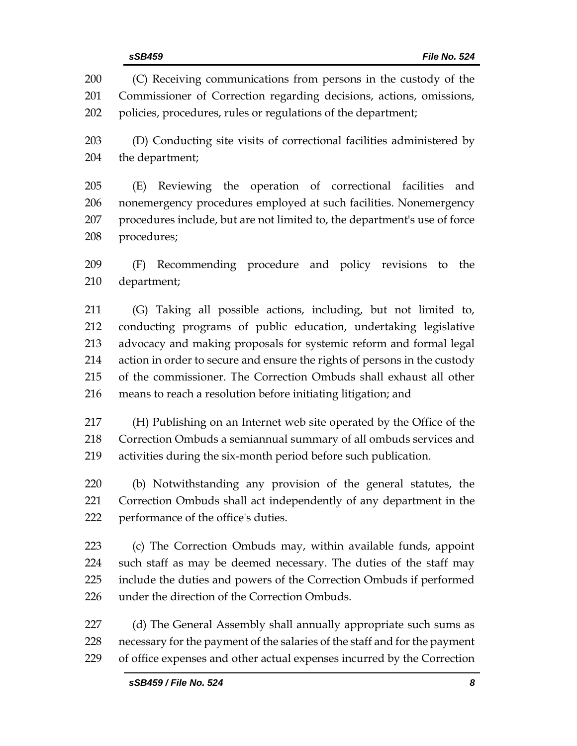(C) Receiving communications from persons in the custody of the Commissioner of Correction regarding decisions, actions, omissions, policies, procedures, rules or regulations of the department;

(D) Conducting site visits of correctional facilities administered by the department;

(E) Reviewing the operation of correctional facilities and nonemergency procedures employed at such facilities. Nonemergency procedures include, but are not limited to, the department's use of force procedures;

(F) Recommending procedure and policy revisions to the department;

(G) Taking all possible actions, including, but not limited to, conducting programs of public education, undertaking legislative advocacy and making proposals for systemic reform and formal legal action in order to secure and ensure the rights of persons in the custody of the commissioner. The Correction Ombuds shall exhaust all other means to reach a resolution before initiating litigation; and

(H) Publishing on an Internet web site operated by the Office of the Correction Ombuds a semiannual summary of all ombuds services and activities during the six-month period before such publication.

(b) Notwithstanding any provision of the general statutes, the Correction Ombuds shall act independently of any department in the performance of the office's duties.

(c) The Correction Ombuds may, within available funds, appoint such staff as may be deemed necessary. The duties of the staff may include the duties and powers of the Correction Ombuds if performed under the direction of the Correction Ombuds.

(d) The General Assembly shall annually appropriate such sums as necessary for the payment of the salaries of the staff and for the payment of office expenses and other actual expenses incurred by the Correction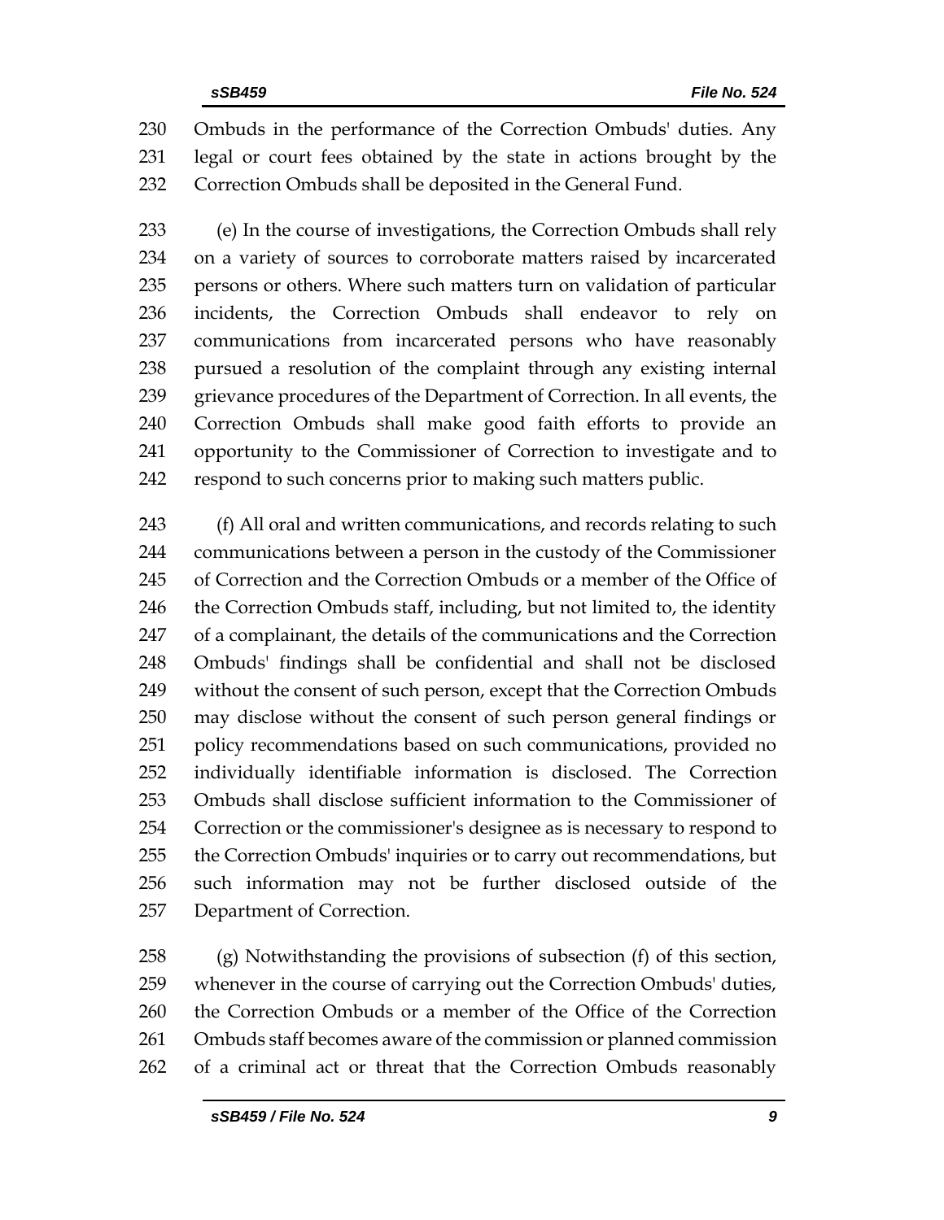Ombuds in the performance of the Correction Ombuds' duties. Any legal or court fees obtained by the state in actions brought by the Correction Ombuds shall be deposited in the General Fund.

(e) In the course of investigations, the Correction Ombuds shall rely on a variety of sources to corroborate matters raised by incarcerated persons or others. Where such matters turn on validation of particular incidents, the Correction Ombuds shall endeavor to rely on communications from incarcerated persons who have reasonably pursued a resolution of the complaint through any existing internal grievance procedures of the Department of Correction. In all events, the Correction Ombuds shall make good faith efforts to provide an opportunity to the Commissioner of Correction to investigate and to respond to such concerns prior to making such matters public.

(f) All oral and written communications, and records relating to such communications between a person in the custody of the Commissioner of Correction and the Correction Ombuds or a member of the Office of the Correction Ombuds staff, including, but not limited to, the identity of a complainant, the details of the communications and the Correction Ombuds' findings shall be confidential and shall not be disclosed without the consent of such person, except that the Correction Ombuds may disclose without the consent of such person general findings or policy recommendations based on such communications, provided no individually identifiable information is disclosed. The Correction Ombuds shall disclose sufficient information to the Commissioner of Correction or the commissioner's designee as is necessary to respond to the Correction Ombuds' inquiries or to carry out recommendations, but such information may not be further disclosed outside of the Department of Correction.

(g) Notwithstanding the provisions of subsection (f) of this section, whenever in the course of carrying out the Correction Ombuds' duties, the Correction Ombuds or a member of the Office of the Correction Ombuds staff becomes aware of the commission or planned commission of a criminal act or threat that the Correction Ombuds reasonably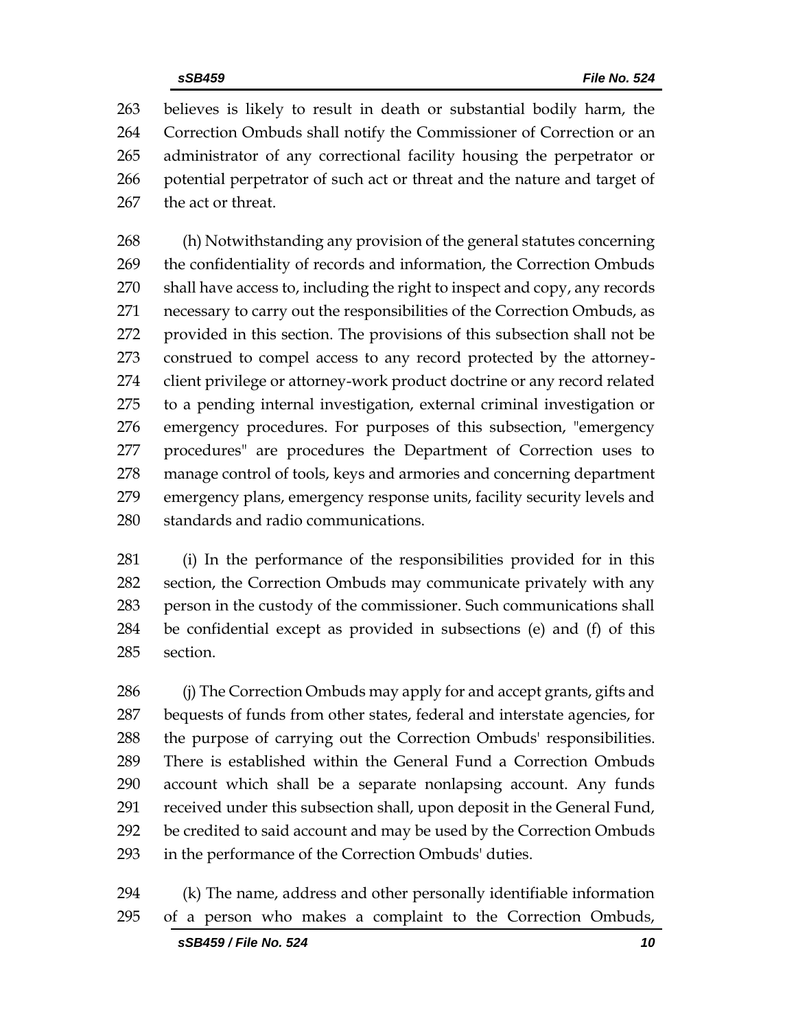believes is likely to result in death or substantial bodily harm, the Correction Ombuds shall notify the Commissioner of Correction or an administrator of any correctional facility housing the perpetrator or potential perpetrator of such act or threat and the nature and target of the act or threat.

(h) Notwithstanding any provision of the general statutes concerning the confidentiality of records and information, the Correction Ombuds shall have access to, including the right to inspect and copy, any records necessary to carry out the responsibilities of the Correction Ombuds, as provided in this section. The provisions of this subsection shall not be construed to compel access to any record protected by the attorney-client privilege or attorney-work product doctrine or any record related to a pending internal investigation, external criminal investigation or emergency procedures. For purposes of this subsection, "emergency procedures" are procedures the Department of Correction uses to manage control of tools, keys and armories and concerning department emergency plans, emergency response units, facility security levels and standards and radio communications.

(i) In the performance of the responsibilities provided for in this section, the Correction Ombuds may communicate privately with any person in the custody of the commissioner. Such communications shall be confidential except as provided in subsections (e) and (f) of this section.

(j) The Correction Ombuds may apply for and accept grants, gifts and bequests of funds from other states, federal and interstate agencies, for the purpose of carrying out the Correction Ombuds' responsibilities. There is established within the General Fund a Correction Ombuds account which shall be a separate nonlapsing account. Any funds received under this subsection shall, upon deposit in the General Fund, be credited to said account and may be used by the Correction Ombuds in the performance of the Correction Ombuds' duties.

(k) The name, address and other personally identifiable information of a person who makes a complaint to the Correction Ombuds,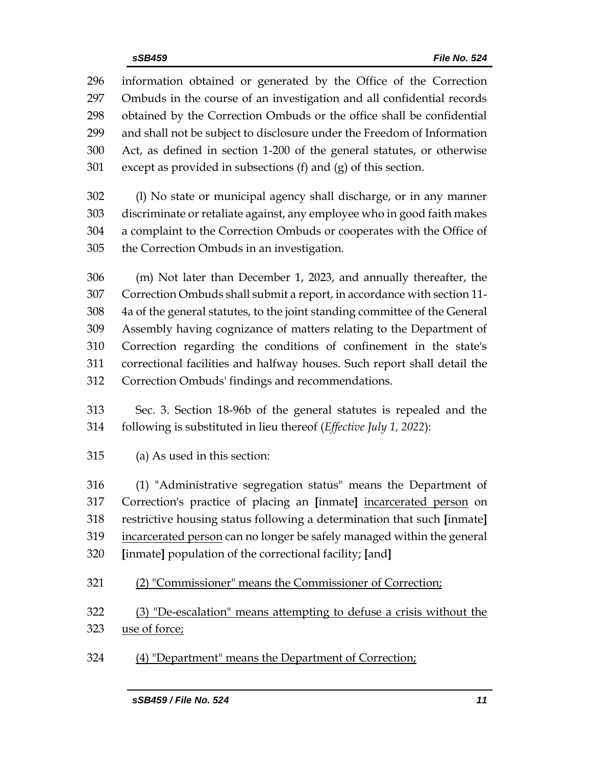information obtained or generated by the Office of the Correction Ombuds in the course of an investigation and all confidential records obtained by the Correction Ombuds or the office shall be confidential and shall not be subject to disclosure under the Freedom of Information Act, as defined in section 1-200 of the general statutes, or otherwise except as provided in subsections (f) and (g) of this section.

(l) No state or municipal agency shall discharge, or in any manner discriminate or retaliate against, any employee who in good faith makes a complaint to the Correction Ombuds or cooperates with the Office of the Correction Ombuds in an investigation.

(m) Not later than December 1, 2023, and annually thereafter, the Correction Ombuds shall submit a report, in accordance with section 11-4a of the general statutes, to the joint standing committee of the General Assembly having cognizance of matters relating to the Department of Correction regarding the conditions of confinement in the state's correctional facilities and halfway houses. Such report shall detail the Correction Ombuds' findings and recommendations.

Sec. 3. Section 18-96b of the general statutes is repealed and the following is substituted in lieu thereof (*Effective July 1, 2022*):

(a) As used in this section:

(1) "Administrative segregation status" means the Department of Correction's practice of placing an **[**inmate**]** <u>incarcerated person</u> on restrictive housing status following a determination that such **[**inmate**]** <u>incarcerated person</u> can no longer be safely managed within the general **[**inmate**]** population of the correctional facility; **[**and**]**

<u>(2) "Commissioner" means the Commissioner of Correction;</u>

<u>(3) "De-escalation" means attempting to defuse a crisis without the use of force;</u>

<u>(4) "Department" means the Department of Correction;</u>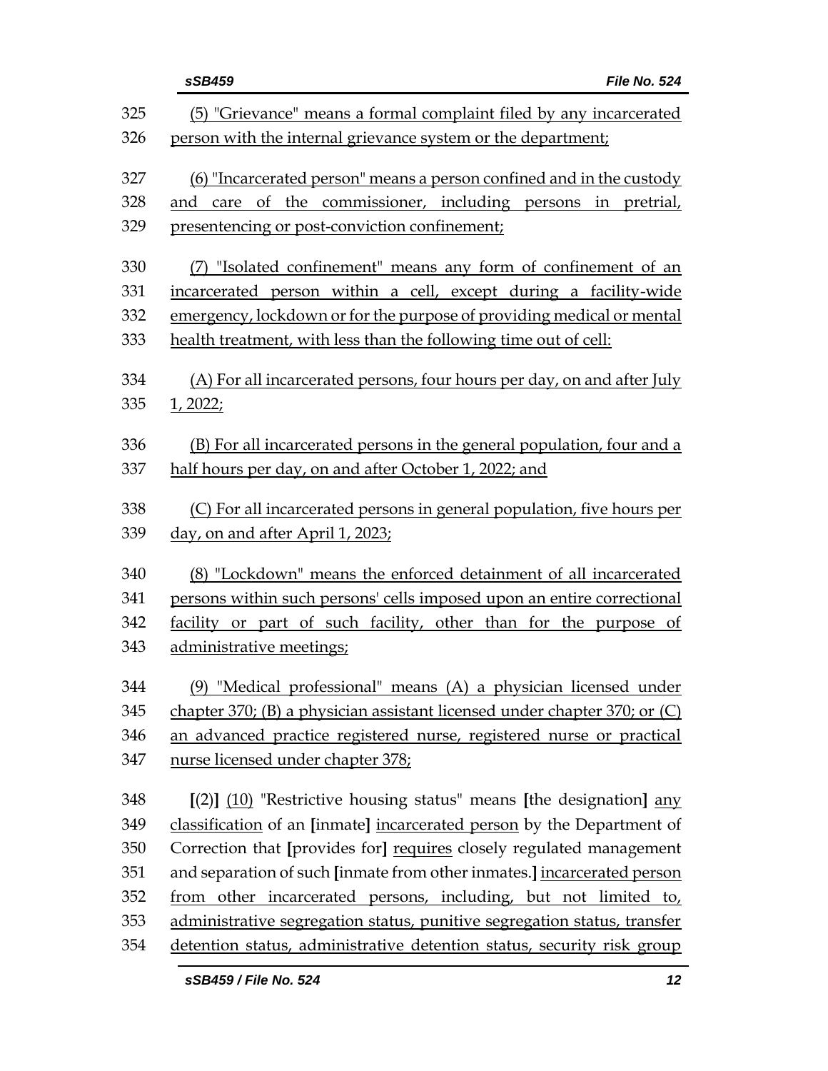325 (5) "Grievance" means a formal complaint filed by any incarcerated
326 person with the internal grievance system or the department;

327 (6) "Incarcerated person" means a person confined and in the custody
328 and care of the commissioner, including persons in pretrial,
329 presentencing or post-conviction confinement;

330 (7) "Isolated confinement" means any form of confinement of an
331 incarcerated person within a cell, except during a facility-wide
332 emergency, lockdown or for the purpose of providing medical or mental
333 health treatment, with less than the following time out of cell:

334 (A) For all incarcerated persons, four hours per day, on and after July
335 1, 2022;

336 (B) For all incarcerated persons in the general population, four and a
337 half hours per day, on and after October 1, 2022; and

338 (C) For all incarcerated persons in general population, five hours per
339 day, on and after April 1, 2023;

340 (8) "Lockdown" means the enforced detainment of all incarcerated
341 persons within such persons' cells imposed upon an entire correctional
342 facility or part of such facility, other than for the purpose of
343 administrative meetings;

344 (9) "Medical professional" means (A) a physician licensed under
345 chapter 370; (B) a physician assistant licensed under chapter 370; or (C)
346 an advanced practice registered nurse, registered nurse or practical
347 nurse licensed under chapter 378;

348 [(2)] (10) "Restrictive housing status" means [the designation] any
349 classification of an [inmate] incarcerated person by the Department of
350 Correction that [provides for] requires closely regulated management
351 and separation of such [inmate from other inmates.] incarcerated person
352 from other incarcerated persons, including, but not limited to,
353 administrative segregation status, punitive segregation status, transfer
354 detention status, administrative detention status, security risk group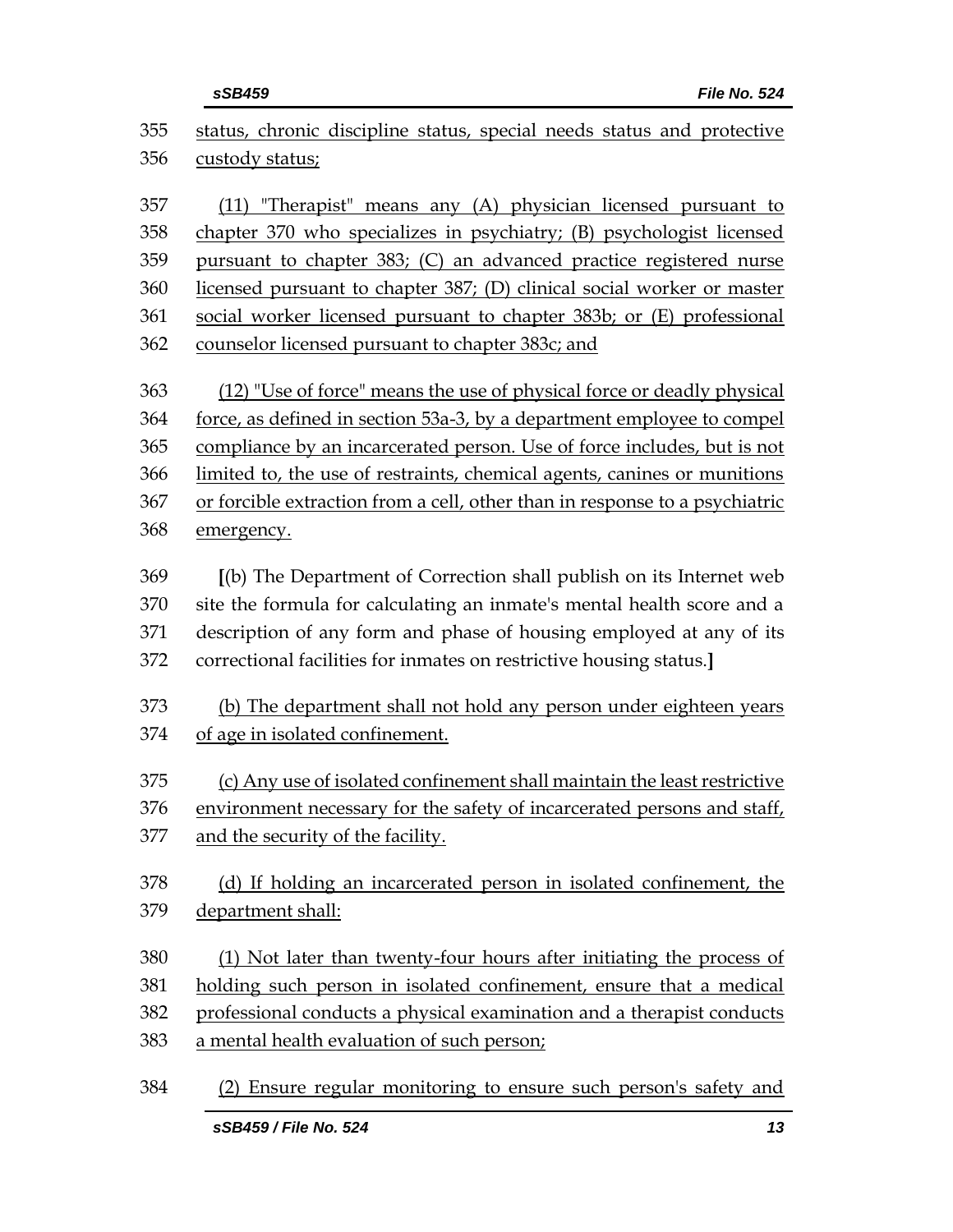status, chronic discipline status, special needs status and protective custody status;

(11) "Therapist" means any (A) physician licensed pursuant to chapter 370 who specializes in psychiatry; (B) psychologist licensed pursuant to chapter 383; (C) an advanced practice registered nurse licensed pursuant to chapter 387; (D) clinical social worker or master social worker licensed pursuant to chapter 383b; or (E) professional counselor licensed pursuant to chapter 383c; and

(12) "Use of force" means the use of physical force or deadly physical force, as defined in section 53a-3, by a department employee to compel compliance by an incarcerated person. Use of force includes, but is not limited to, the use of restraints, chemical agents, canines or munitions or forcible extraction from a cell, other than in response to a psychiatric emergency.

[(b) The Department of Correction shall publish on its Internet web site the formula for calculating an inmate's mental health score and a description of any form and phase of housing employed at any of its correctional facilities for inmates on restrictive housing status.]

(b) The department shall not hold any person under eighteen years of age in isolated confinement.

(c) Any use of isolated confinement shall maintain the least restrictive environment necessary for the safety of incarcerated persons and staff, and the security of the facility.

(d) If holding an incarcerated person in isolated confinement, the department shall:

(1) Not later than twenty-four hours after initiating the process of holding such person in isolated confinement, ensure that a medical professional conducts a physical examination and a therapist conducts a mental health evaluation of such person;

(2) Ensure regular monitoring to ensure such person's safety and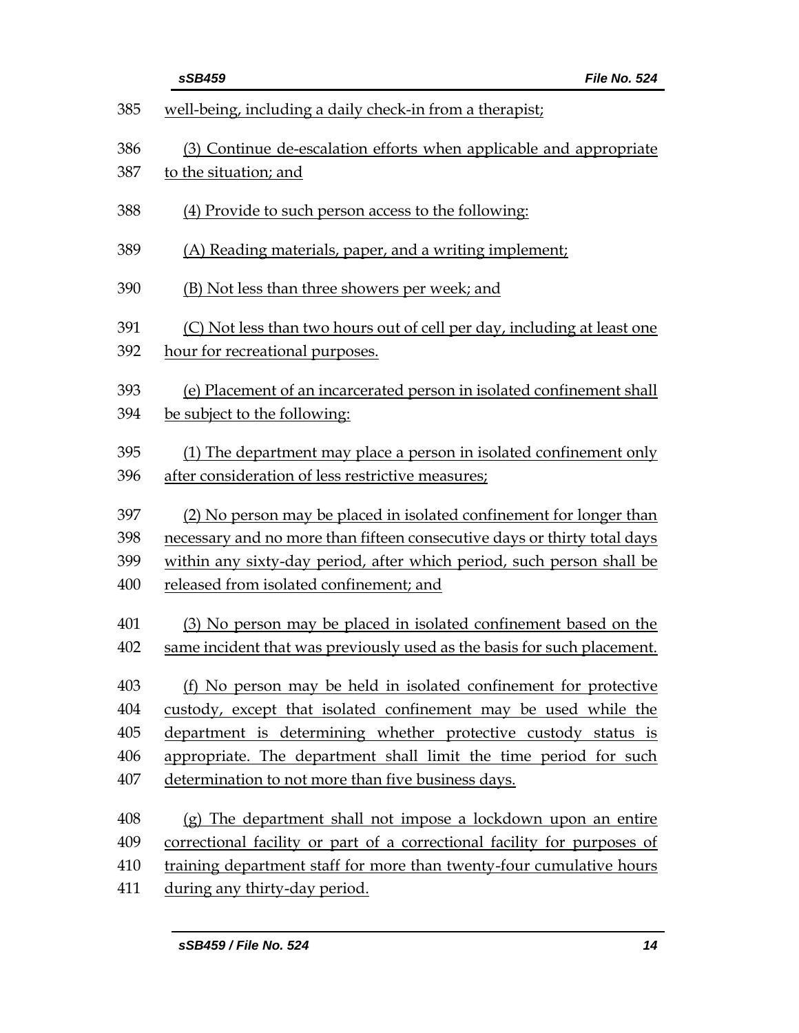well-being, including a daily check-in from a therapist;

(3) Continue de-escalation efforts when applicable and appropriate to the situation; and

(4) Provide to such person access to the following:

(A) Reading materials, paper, and a writing implement;

(B) Not less than three showers per week; and

(C) Not less than two hours out of cell per day, including at least one hour for recreational purposes.

(e) Placement of an incarcerated person in isolated confinement shall be subject to the following:

(1) The department may place a person in isolated confinement only after consideration of less restrictive measures;

(2) No person may be placed in isolated confinement for longer than necessary and no more than fifteen consecutive days or thirty total days within any sixty-day period, after which period, such person shall be released from isolated confinement; and

(3) No person may be placed in isolated confinement based on the same incident that was previously used as the basis for such placement.

(f) No person may be held in isolated confinement for protective custody, except that isolated confinement may be used while the department is determining whether protective custody status is appropriate. The department shall limit the time period for such determination to not more than five business days.

(g) The department shall not impose a lockdown upon an entire correctional facility or part of a correctional facility for purposes of training department staff for more than twenty-four cumulative hours during any thirty-day period.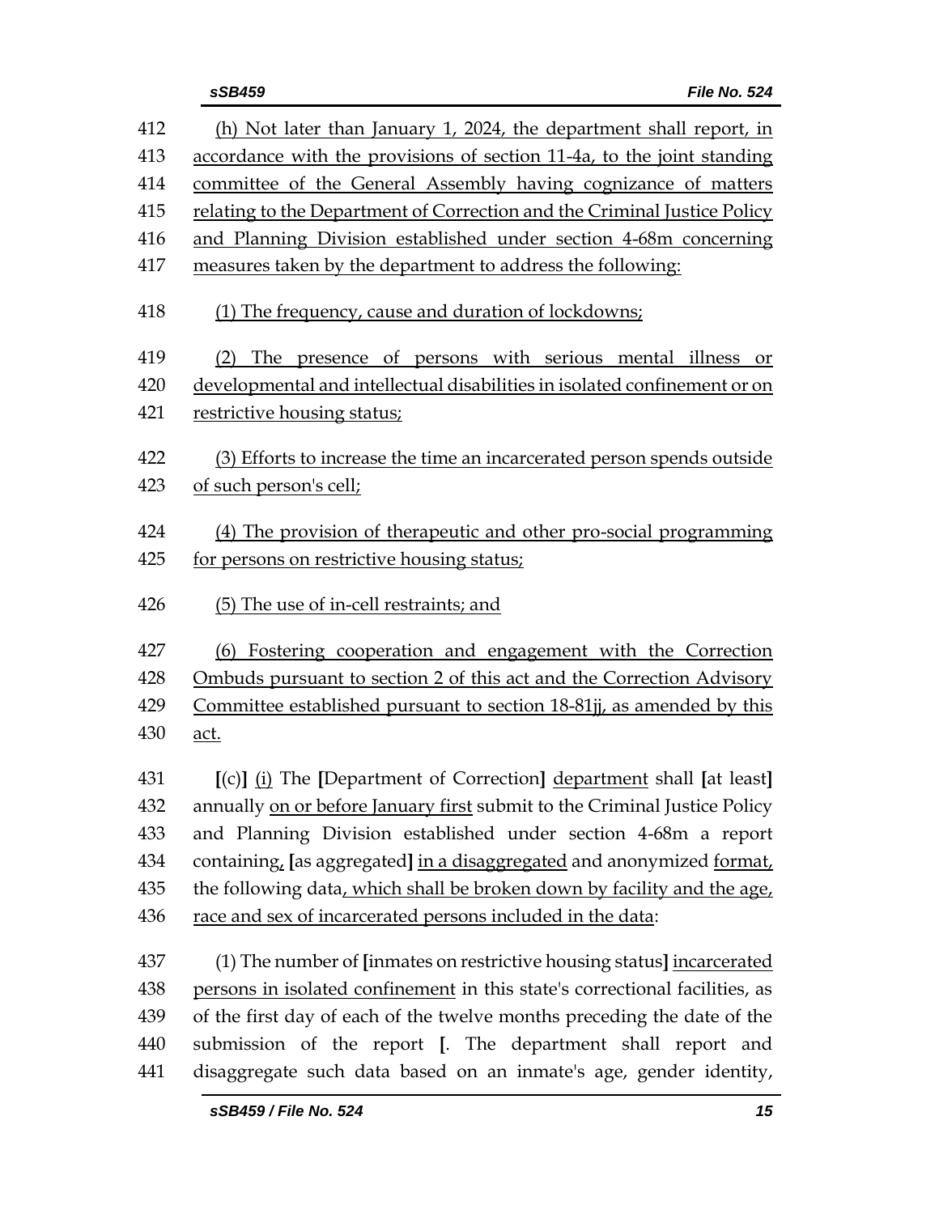(h) Not later than January 1, 2024, the department shall report, in accordance with the provisions of section 11-4a, to the joint standing committee of the General Assembly having cognizance of matters relating to the Department of Correction and the Criminal Justice Policy and Planning Division established under section 4-68m concerning measures taken by the department to address the following:

(1) The frequency, cause and duration of lockdowns;

(2) The presence of persons with serious mental illness or developmental and intellectual disabilities in isolated confinement or on restrictive housing status;

(3) Efforts to increase the time an incarcerated person spends outside of such person's cell;

(4) The provision of therapeutic and other pro-social programming for persons on restrictive housing status;

(5) The use of in-cell restraints; and

(6) Fostering cooperation and engagement with the Correction Ombuds pursuant to section 2 of this act and the Correction Advisory Committee established pursuant to section 18-81jj, as amended by this act.

[(c)] (i) The [Department of Correction] department shall [at least] annually on or before January first submit to the Criminal Justice Policy and Planning Division established under section 4-68m a report containing, [as aggregated] in a disaggregated and anonymized format, the following data, which shall be broken down by facility and the age, race and sex of incarcerated persons included in the data:

(1) The number of [inmates on restrictive housing status] incarcerated persons in isolated confinement in this state's correctional facilities, as of the first day of each of the twelve months preceding the date of the submission of the report [. The department shall report and disaggregate such data based on an inmate's age, gender identity,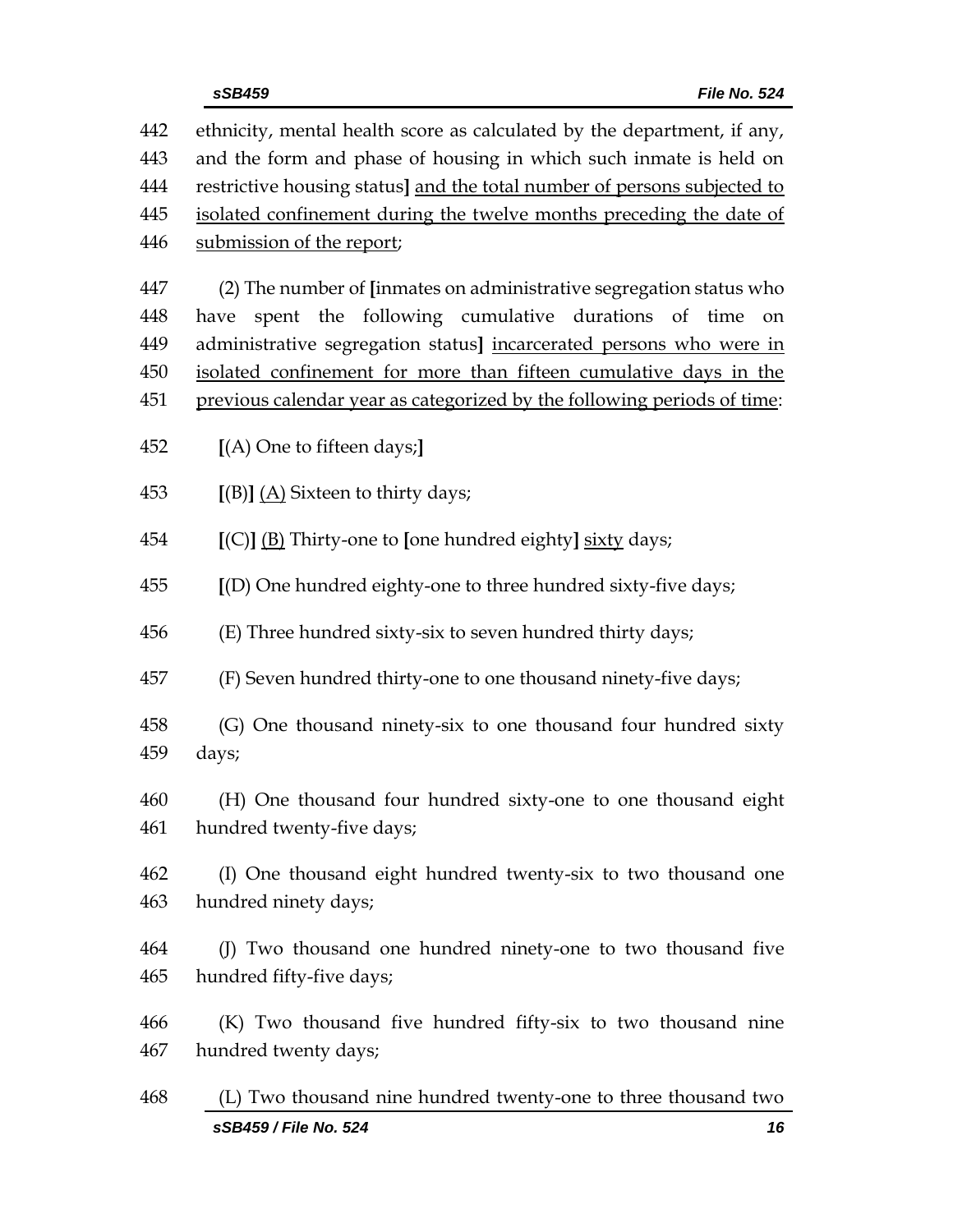442 ethnicity, mental health score as calculated by the department, if any,
443 and the form and phase of housing in which such inmate is held on
444 restrictive housing status**]** <u>and the total number of persons subjected to</u>
445 <u>isolated confinement during the twelve months preceding the date of</u>
446 <u>submission of the report</u>;

447 (2) The number of **[**inmates on administrative segregation status who
448 have spent the following cumulative durations of time on
449 administrative segregation status**]** <u>incarcerated persons who were in</u>
450 <u>isolated confinement for more than fifteen cumulative days in the</u>
451 <u>previous calendar year as categorized by the following periods of time</u>:

452 **[**(A) One to fifteen days;**]**

453 **[**(B)**]** <u>(A)</u> Sixteen to thirty days;

454 **[**(C)**]** <u>(B)</u> Thirty-one to **[**one hundred eighty**]** <u>sixty</u> days;

455 **[**(D) One hundred eighty-one to three hundred sixty-five days;

456 (E) Three hundred sixty-six to seven hundred thirty days;

457 (F) Seven hundred thirty-one to one thousand ninety-five days;

458 (G) One thousand ninety-six to one thousand four hundred sixty
459 days;

460 (H) One thousand four hundred sixty-one to one thousand eight
461 hundred twenty-five days;

462 (I) One thousand eight hundred twenty-six to two thousand one
463 hundred ninety days;

464 (J) Two thousand one hundred ninety-one to two thousand five
465 hundred fifty-five days;

466 (K) Two thousand five hundred fifty-six to two thousand nine
467 hundred twenty days;

468 (L) Two thousand nine hundred twenty-one to three thousand two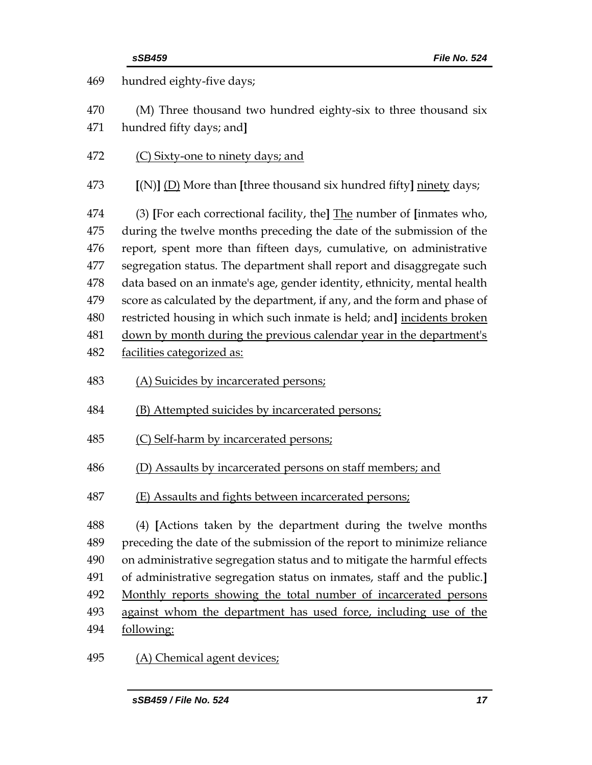469 hundred eighty-five days;

470 (M) Three thousand two hundred eighty-six to three thousand six
471 hundred fifty days; and]

472 <u>(C) Sixty-one to ninety days; and</u>

473 **[**(N)**]** <u>(D)</u> More than **[**three thousand six hundred fifty**]** <u>ninety</u> days;

474 (3) **[**For each correctional facility, the**]** <u>The</u> number of **[**inmates who,
475 during the twelve months preceding the date of the submission of the
476 report, spent more than fifteen days, cumulative, on administrative
477 segregation status. The department shall report and disaggregate such
478 data based on an inmate's age, gender identity, ethnicity, mental health
479 score as calculated by the department, if any, and the form and phase of
480 restricted housing in which such inmate is held; and**]** <u>incidents broken</u>
481 <u>down by month during the previous calendar year in the department's</u>
482 <u>facilities categorized as:</u>

483 <u>(A) Suicides by incarcerated persons;</u>

484 <u>(B) Attempted suicides by incarcerated persons;</u>

485 <u>(C) Self-harm by incarcerated persons;</u>

486 <u>(D) Assaults by incarcerated persons on staff members; and</u>

487 <u>(E) Assaults and fights between incarcerated persons;</u>

488 (4) **[**Actions taken by the department during the twelve months
489 preceding the date of the submission of the report to minimize reliance
490 on administrative segregation status and to mitigate the harmful effects
491 of administrative segregation status on inmates, staff and the public.**]**
492 <u>Monthly reports showing the total number of incarcerated persons</u>
493 <u>against whom the department has used force, including use of the</u>
494 <u>following:</u>

495 <u>(A) Chemical agent devices;</u>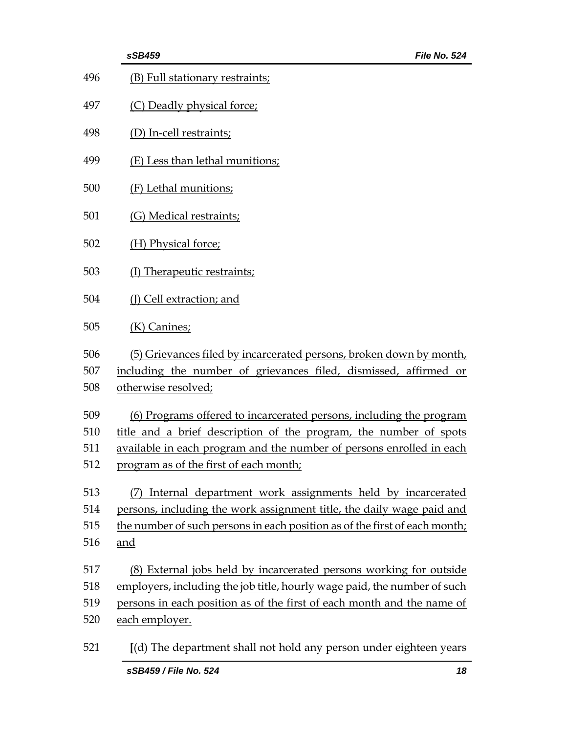496 (B) Full stationary restraints;

497 (C) Deadly physical force;

498 (D) In-cell restraints;

499 (E) Less than lethal munitions;

500 (F) Lethal munitions;

501 (G) Medical restraints;

502 (H) Physical force;

503 (I) Therapeutic restraints;

504 (J) Cell extraction; and

505 (K) Canines;

506 (5) Grievances filed by incarcerated persons, broken down by month,
507 including the number of grievances filed, dismissed, affirmed or
508 otherwise resolved;

509 (6) Programs offered to incarcerated persons, including the program
510 title and a brief description of the program, the number of spots
511 available in each program and the number of persons enrolled in each
512 program as of the first of each month;

513 (7) Internal department work assignments held by incarcerated
514 persons, including the work assignment title, the daily wage paid and
515 the number of such persons in each position as of the first of each month;
516 and

517 (8) External jobs held by incarcerated persons working for outside
518 employers, including the job title, hourly wage paid, the number of such
519 persons in each position as of the first of each month and the name of
520 each employer.

521 [(d) The department shall not hold any person under eighteen years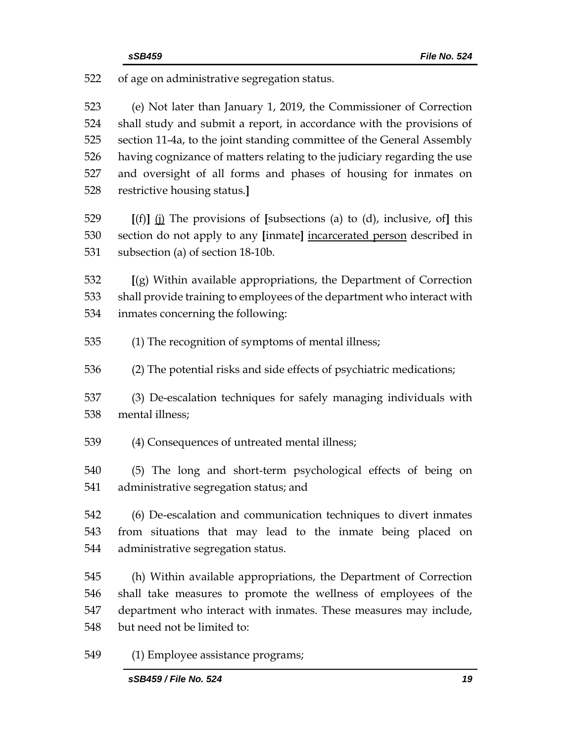522 of age on administrative segregation status.

523 (e) Not later than January 1, 2019, the Commissioner of Correction
524 shall study and submit a report, in accordance with the provisions of
525 section 11-4a, to the joint standing committee of the General Assembly
526 having cognizance of matters relating to the judiciary regarding the use
527 and oversight of all forms and phases of housing for inmates on
528 restrictive housing status.**]**

529 **[**(f)**]** <u>(j)</u> The provisions of **[**subsections (a) to (d), inclusive, of**]** this
530 section do not apply to any **[**inmate**]** <u>incarcerated person</u> described in
531 subsection (a) of section 18-10b.

532 **[**(g) Within available appropriations, the Department of Correction
533 shall provide training to employees of the department who interact with
534 inmates concerning the following:

535 (1) The recognition of symptoms of mental illness;

536 (2) The potential risks and side effects of psychiatric medications;

537 (3) De-escalation techniques for safely managing individuals with
538 mental illness;

539 (4) Consequences of untreated mental illness;

540 (5) The long and short-term psychological effects of being on
541 administrative segregation status; and

542 (6) De-escalation and communication techniques to divert inmates
543 from situations that may lead to the inmate being placed on
544 administrative segregation status.

545 (h) Within available appropriations, the Department of Correction
546 shall take measures to promote the wellness of employees of the
547 department who interact with inmates. These measures may include,
548 but need not be limited to:

549 (1) Employee assistance programs;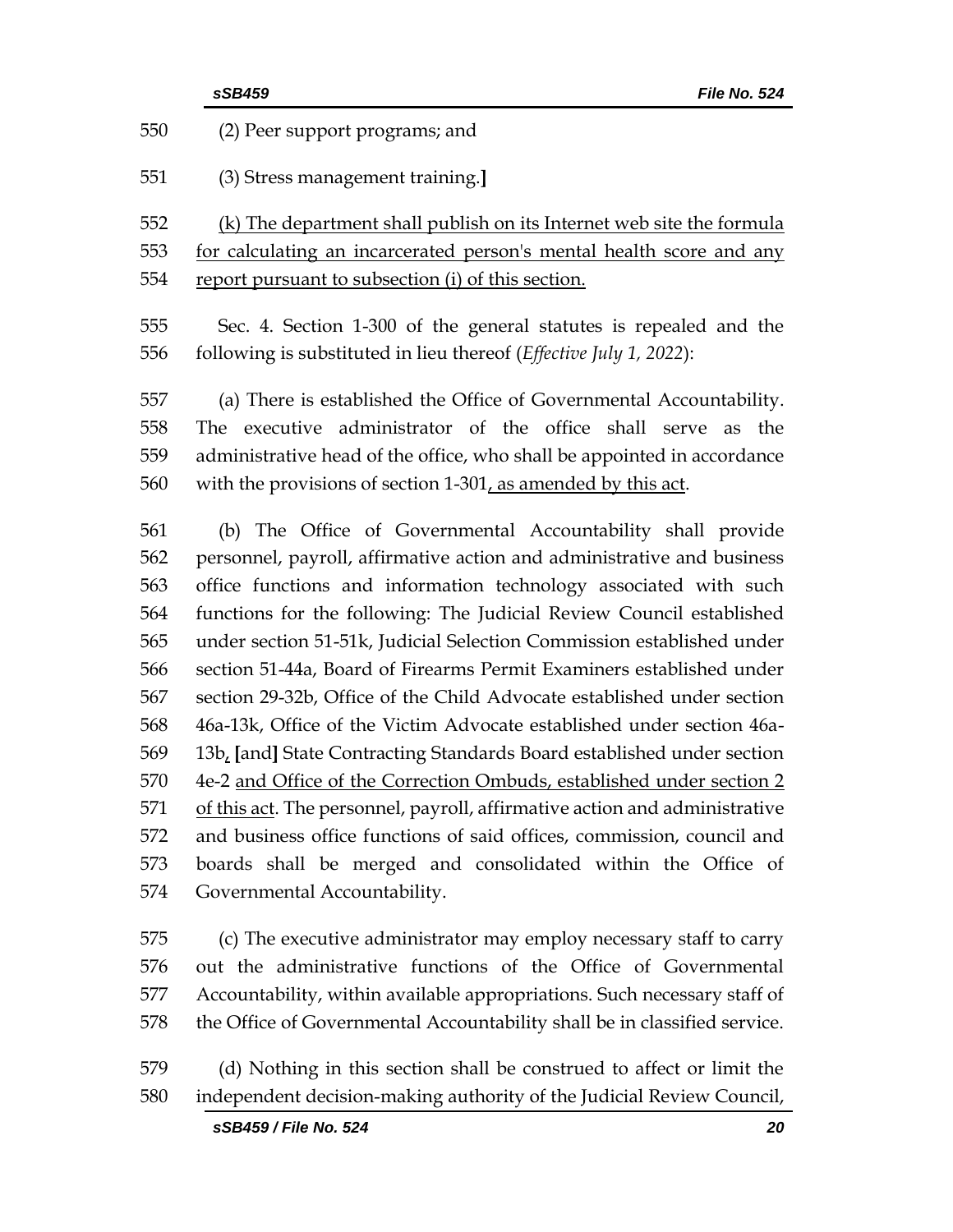550 (2) Peer support programs; and

551 (3) Stress management training.]

552 <u>(k) The department shall publish on its Internet web site the formula</u>
553 <u>for calculating an incarcerated person's mental health score and any</u>
554 <u>report pursuant to subsection (i) of this section.</u>

555 Sec. 4. Section 1-300 of the general statutes is repealed and the
556 following is substituted in lieu thereof (*Effective July 1, 2022*):

557 (a) There is established the Office of Governmental Accountability.
558 The executive administrator of the office shall serve as the
559 administrative head of the office, who shall be appointed in accordance
560 with the provisions of section 1-301<u>, as amended by this act</u>.

561 (b) The Office of Governmental Accountability shall provide
562 personnel, payroll, affirmative action and administrative and business
563 office functions and information technology associated with such
564 functions for the following: The Judicial Review Council established
565 under section 51-51k, Judicial Selection Commission established under
566 section 51-44a, Board of Firearms Permit Examiners established under
567 section 29-32b, Office of the Child Advocate established under section
568 46a-13k, Office of the Victim Advocate established under section 46a-
569 13b<u>,</u> **[**and**]** State Contracting Standards Board established under section
570 4e-2 <u>and Office of the Correction Ombuds, established under section 2</u>
571 <u>of this act</u>. The personnel, payroll, affirmative action and administrative
572 and business office functions of said offices, commission, council and
573 boards shall be merged and consolidated within the Office of
574 Governmental Accountability.

575 (c) The executive administrator may employ necessary staff to carry
576 out the administrative functions of the Office of Governmental
577 Accountability, within available appropriations. Such necessary staff of
578 the Office of Governmental Accountability shall be in classified service.

579 (d) Nothing in this section shall be construed to affect or limit the
580 independent decision-making authority of the Judicial Review Council,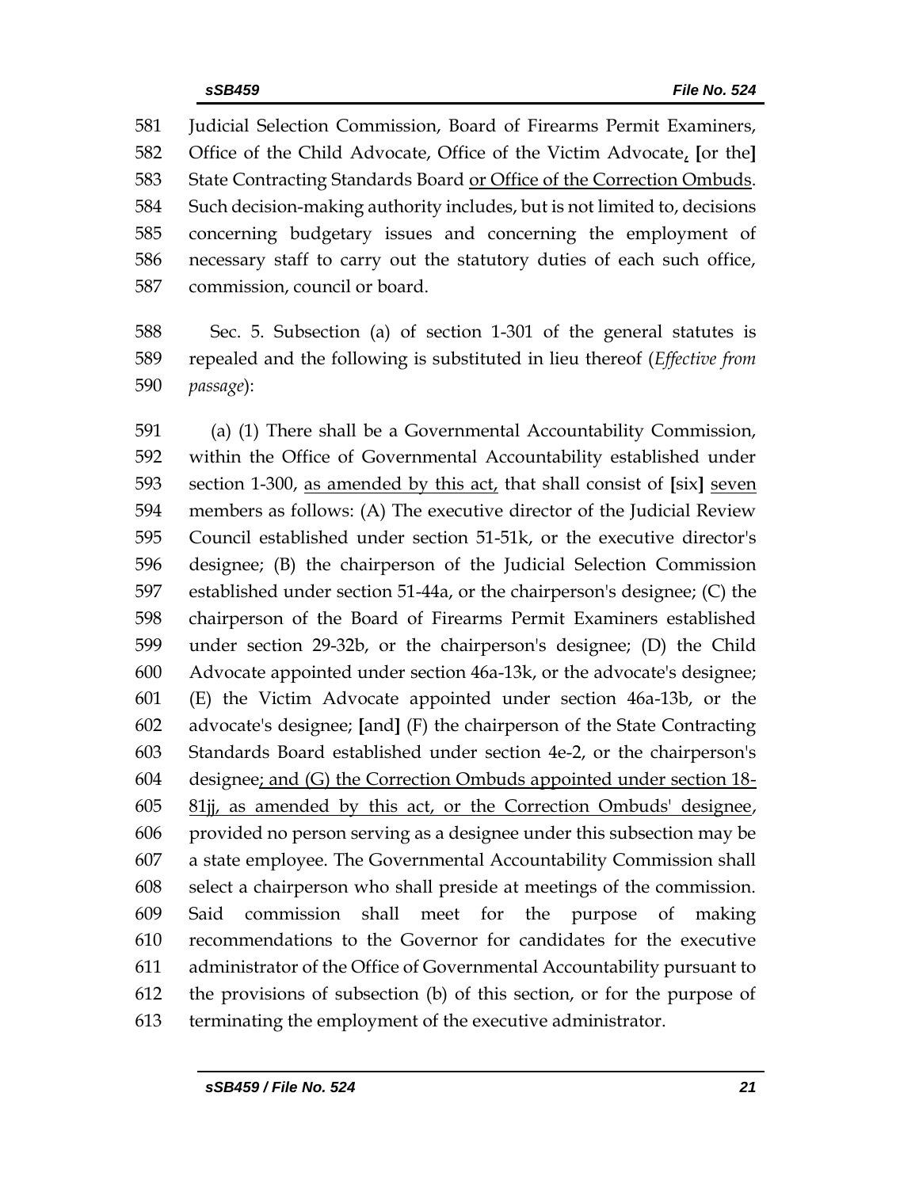581 Judicial Selection Commission, Board of Firearms Permit Examiners,
582 Office of the Child Advocate, Office of the Victim Advocate, [or the]
583 State Contracting Standards Board or Office of the Correction Ombuds.
584 Such decision-making authority includes, but is not limited to, decisions
585 concerning budgetary issues and concerning the employment of
586 necessary staff to carry out the statutory duties of each such office,
587 commission, council or board.

588 Sec. 5. Subsection (a) of section 1-301 of the general statutes is
589 repealed and the following is substituted in lieu thereof (*Effective from*
590 *passage*):

591 (a) (1) There shall be a Governmental Accountability Commission,
592 within the Office of Governmental Accountability established under
593 section 1-300, as amended by this act, that shall consist of [six] seven
594 members as follows: (A) The executive director of the Judicial Review
595 Council established under section 51-51k, or the executive director's
596 designee; (B) the chairperson of the Judicial Selection Commission
597 established under section 51-44a, or the chairperson's designee; (C) the
598 chairperson of the Board of Firearms Permit Examiners established
599 under section 29-32b, or the chairperson's designee; (D) the Child
600 Advocate appointed under section 46a-13k, or the advocate's designee;
601 (E) the Victim Advocate appointed under section 46a-13b, or the
602 advocate's designee; [and] (F) the chairperson of the State Contracting
603 Standards Board established under section 4e-2, or the chairperson's
604 designee; and (G) the Correction Ombuds appointed under section 18-
605 81jj, as amended by this act, or the Correction Ombuds' designee,
606 provided no person serving as a designee under this subsection may be
607 a state employee. The Governmental Accountability Commission shall
608 select a chairperson who shall preside at meetings of the commission.
609 Said commission shall meet for the purpose of making
610 recommendations to the Governor for candidates for the executive
611 administrator of the Office of Governmental Accountability pursuant to
612 the provisions of subsection (b) of this section, or for the purpose of
613 terminating the employment of the executive administrator.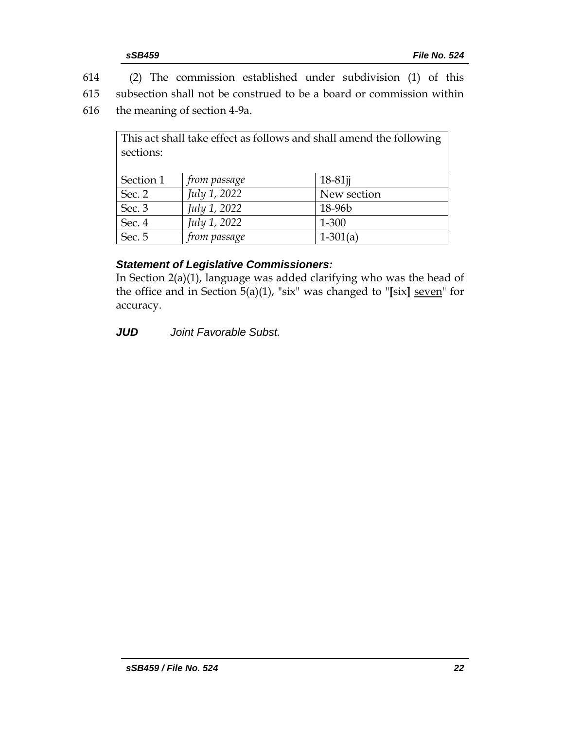614 (2) The commission established under subdivision (1) of this
615 subsection shall not be construed to be a board or commission within
616 the meaning of section 4-9a.

| This act shall take effect as follows and shall amend the following sections: | | |
|---|---|---|
| Section 1 | *from passage* | 18-81jj |
| Sec. 2 | *July 1, 2022* | New section |
| Sec. 3 | *July 1, 2022* | 18-96b |
| Sec. 4 | *July 1, 2022* | 1-300 |
| Sec. 5 | *from passage* | 1-301(a) |

***Statement of Legislative Commissioners:***

In Section 2(a)(1), language was added clarifying who was the head of the office and in Section 5(a)(1), "six" was changed to "**[**six**]** <u>seven</u>" for accuracy.

***JUD*** *Joint Favorable Subst.*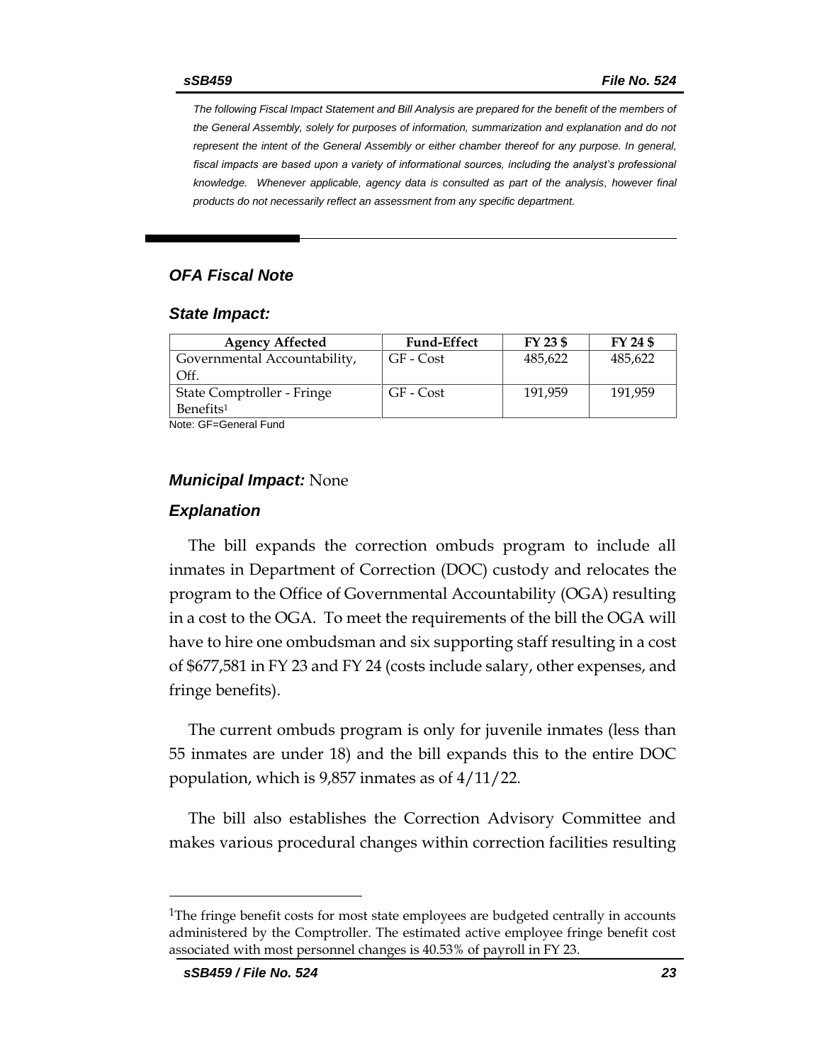*The following Fiscal Impact Statement and Bill Analysis are prepared for the benefit of the members of the General Assembly, solely for purposes of information, summarization and explanation and do not represent the intent of the General Assembly or either chamber thereof for any purpose. In general, fiscal impacts are based upon a variety of informational sources, including the analyst's professional knowledge. Whenever applicable, agency data is consulted as part of the analysis, however final products do not necessarily reflect an assessment from any specific department.*

## *OFA Fiscal Note*

### *State Impact:*

| Agency Affected | Fund-Effect | FY 23 $ | FY 24 $ |
|---|---|---|---|
| Governmental Accountability, Off. | GF - Cost | 485,622 | 485,622 |
| State Comptroller - Fringe Benefits[1] | GF - Cost | 191,959 | 191,959 |

Note: GF=General Fund

### *Municipal Impact:* None

### *Explanation*

The bill expands the correction ombuds program to include all inmates in Department of Correction (DOC) custody and relocates the program to the Office of Governmental Accountability (OGA) resulting in a cost to the OGA. To meet the requirements of the bill the OGA will have to hire one ombudsman and six supporting staff resulting in a cost of $677,581 in FY 23 and FY 24 (costs include salary, other expenses, and fringe benefits).

The current ombuds program is only for juvenile inmates (less than 55 inmates are under 18) and the bill expands this to the entire DOC population, which is 9,857 inmates as of 4/11/22.

The bill also establishes the Correction Advisory Committee and makes various procedural changes within correction facilities resulting

---

[1]The fringe benefit costs for most state employees are budgeted centrally in accounts administered by the Comptroller. The estimated active employee fringe benefit cost associated with most personnel changes is 40.53% of payroll in FY 23.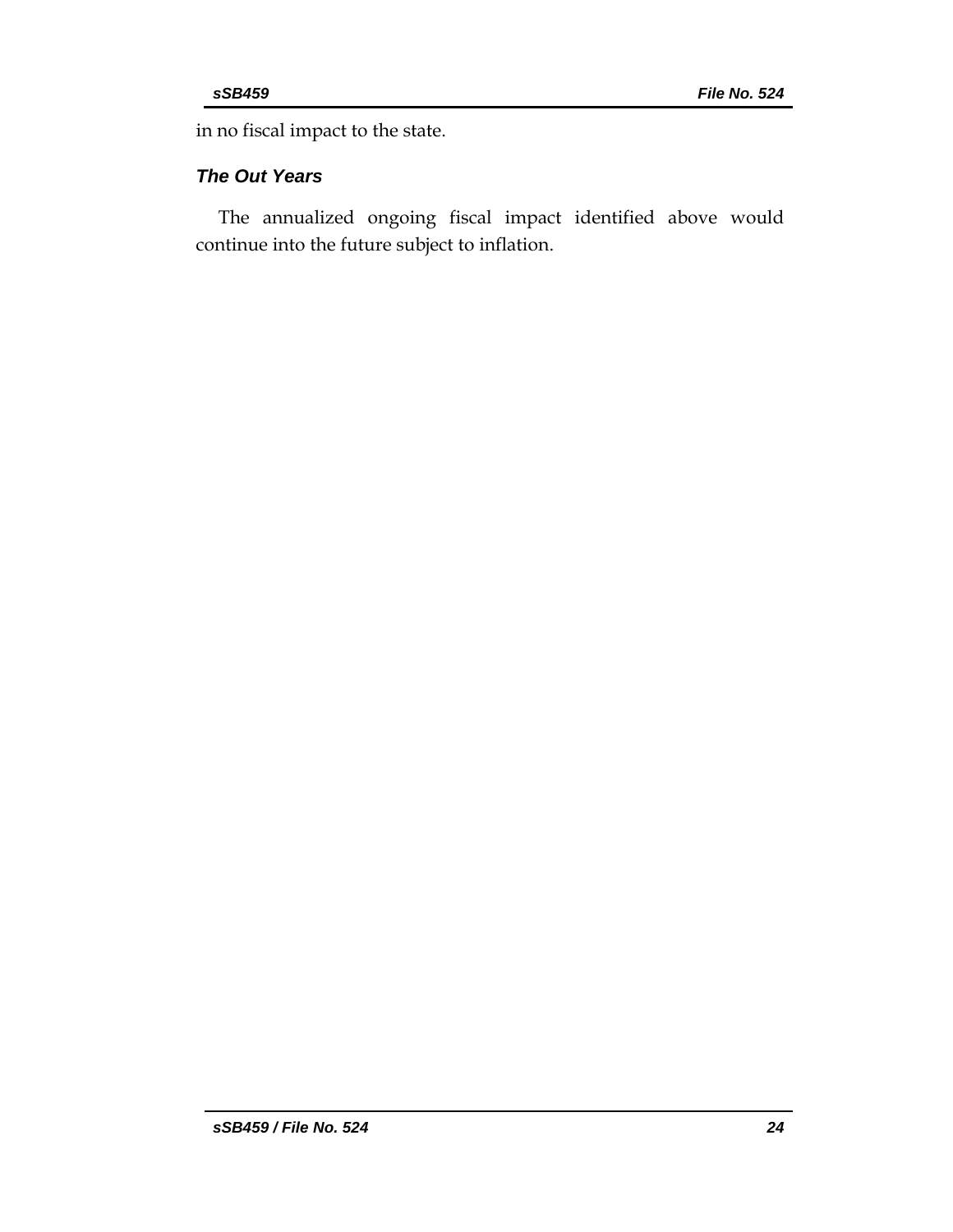in no fiscal impact to the state.

### *The Out Years*

The annualized ongoing fiscal impact identified above would continue into the future subject to inflation.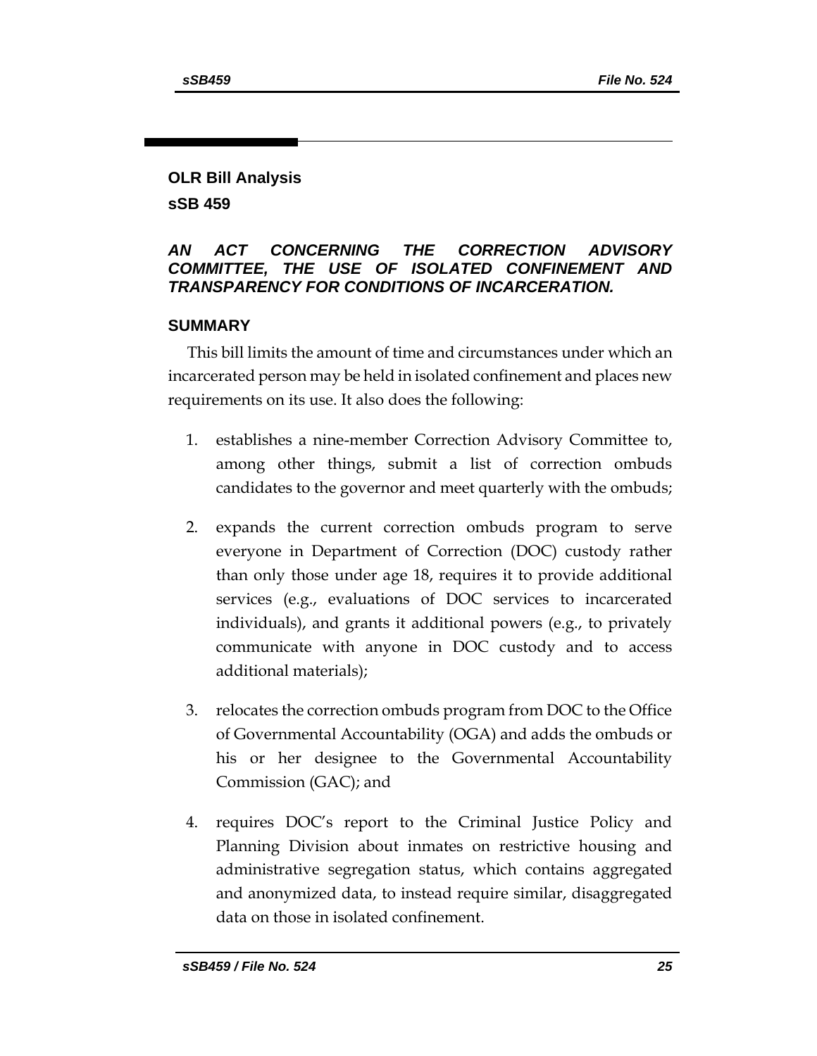## OLR Bill Analysis

## sSB 459

### *AN ACT CONCERNING THE CORRECTION ADVISORY COMMITTEE, THE USE OF ISOLATED CONFINEMENT AND TRANSPARENCY FOR CONDITIONS OF INCARCERATION.*

### SUMMARY

This bill limits the amount of time and circumstances under which an incarcerated person may be held in isolated confinement and places new requirements on its use. It also does the following:

1. establishes a nine-member Correction Advisory Committee to, among other things, submit a list of correction ombuds candidates to the governor and meet quarterly with the ombuds;
2. expands the current correction ombuds program to serve everyone in Department of Correction (DOC) custody rather than only those under age 18, requires it to provide additional services (e.g., evaluations of DOC services to incarcerated individuals), and grants it additional powers (e.g., to privately communicate with anyone in DOC custody and to access additional materials);
3. relocates the correction ombuds program from DOC to the Office of Governmental Accountability (OGA) and adds the ombuds or his or her designee to the Governmental Accountability Commission (GAC); and
4. requires DOC's report to the Criminal Justice Policy and Planning Division about inmates on restrictive housing and administrative segregation status, which contains aggregated and anonymized data, to instead require similar, disaggregated data on those in isolated confinement.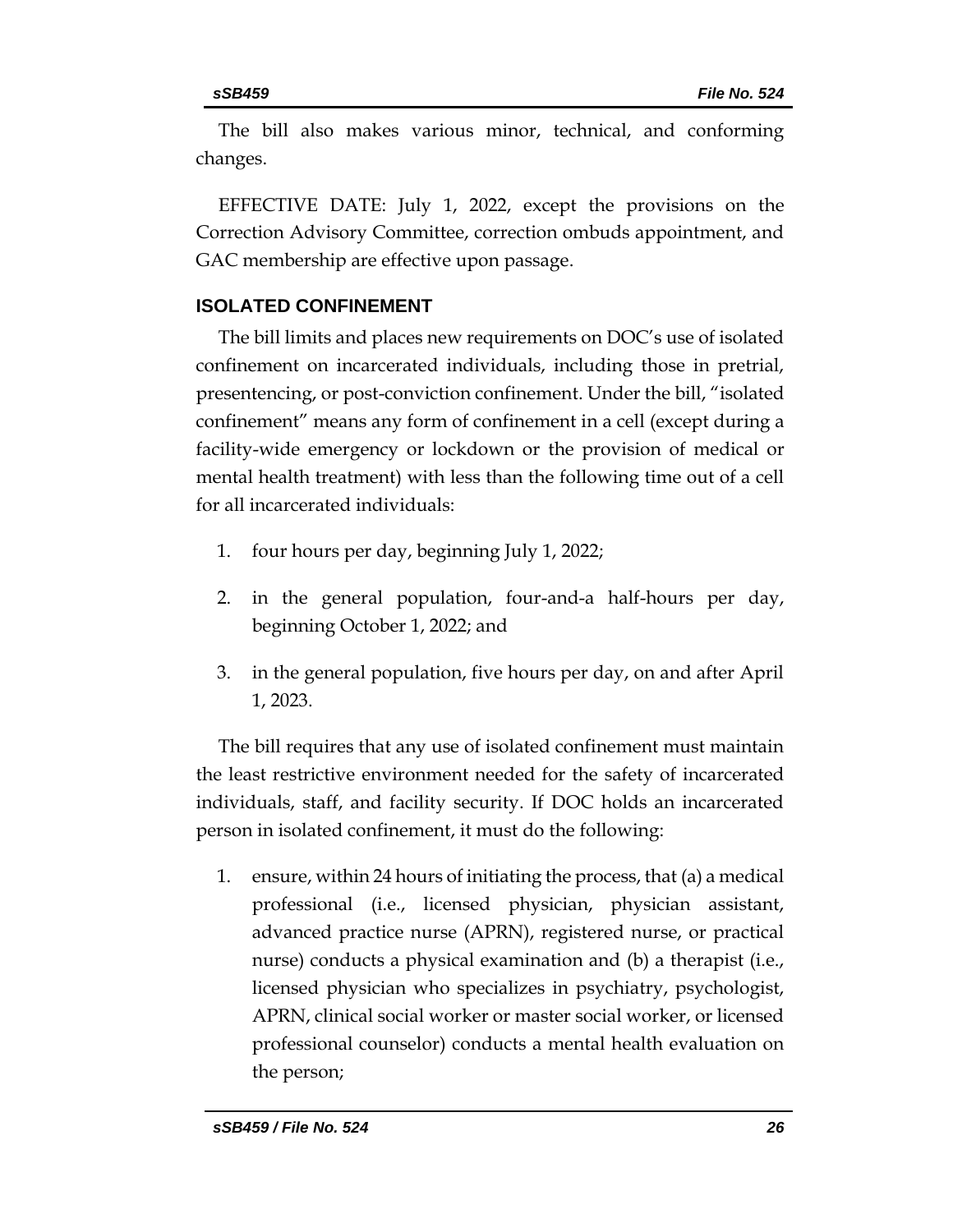The bill also makes various minor, technical, and conforming changes.

EFFECTIVE DATE: July 1, 2022, except the provisions on the Correction Advisory Committee, correction ombuds appointment, and GAC membership are effective upon passage.

## ISOLATED CONFINEMENT

The bill limits and places new requirements on DOC's use of isolated confinement on incarcerated individuals, including those in pretrial, presentencing, or post-conviction confinement. Under the bill, "isolated confinement" means any form of confinement in a cell (except during a facility-wide emergency or lockdown or the provision of medical or mental health treatment) with less than the following time out of a cell for all incarcerated individuals:

1. four hours per day, beginning July 1, 2022;
2. in the general population, four-and-a half-hours per day, beginning October 1, 2022; and
3. in the general population, five hours per day, on and after April 1, 2023.

The bill requires that any use of isolated confinement must maintain the least restrictive environment needed for the safety of incarcerated individuals, staff, and facility security. If DOC holds an incarcerated person in isolated confinement, it must do the following:

1. ensure, within 24 hours of initiating the process, that (a) a medical professional (i.e., licensed physician, physician assistant, advanced practice nurse (APRN), registered nurse, or practical nurse) conducts a physical examination and (b) a therapist (i.e., licensed physician who specializes in psychiatry, psychologist, APRN, clinical social worker or master social worker, or licensed professional counselor) conducts a mental health evaluation on the person;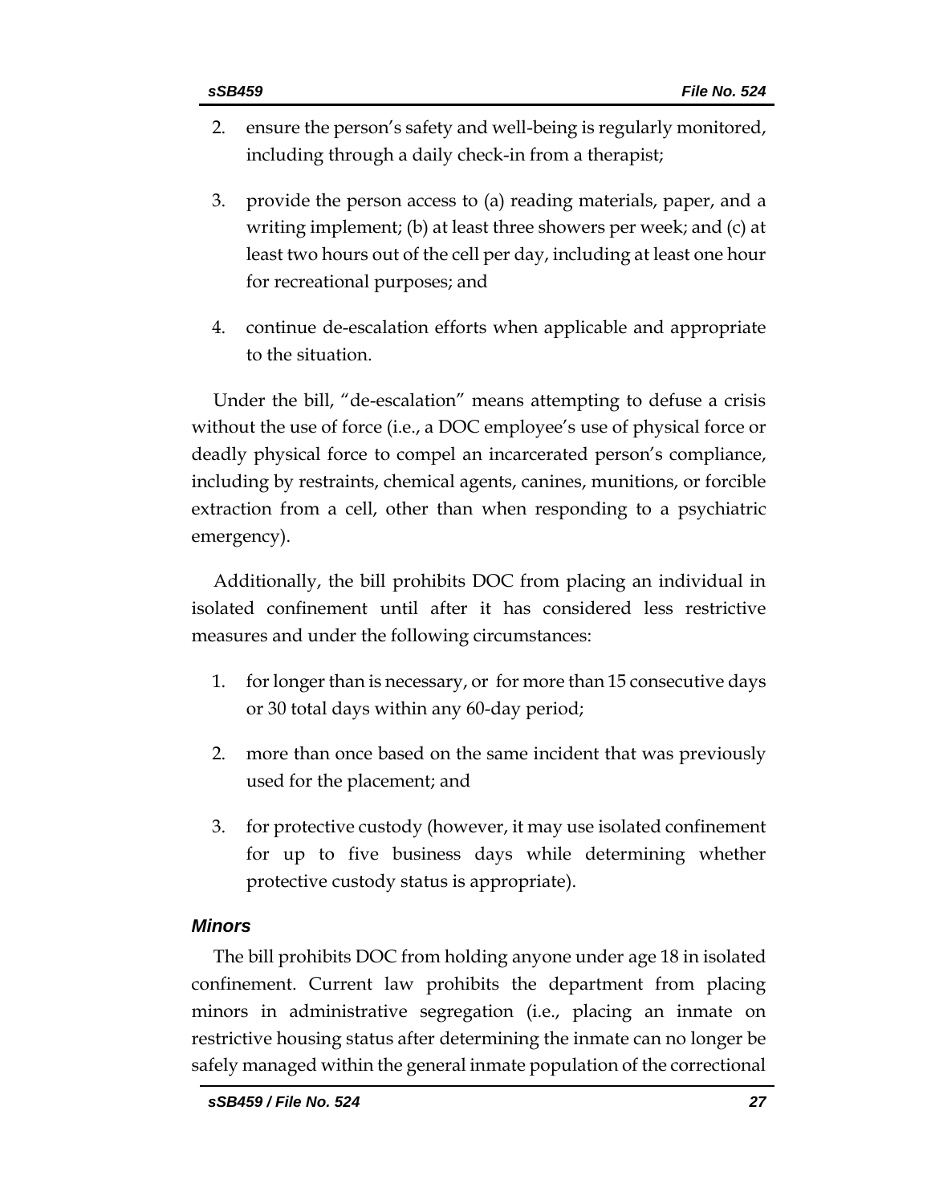2. ensure the person's safety and well-being is regularly monitored, including through a daily check-in from a therapist;

3. provide the person access to (a) reading materials, paper, and a writing implement; (b) at least three showers per week; and (c) at least two hours out of the cell per day, including at least one hour for recreational purposes; and

4. continue de-escalation efforts when applicable and appropriate to the situation.

Under the bill, "de-escalation" means attempting to defuse a crisis without the use of force (i.e., a DOC employee's use of physical force or deadly physical force to compel an incarcerated person's compliance, including by restraints, chemical agents, canines, munitions, or forcible extraction from a cell, other than when responding to a psychiatric emergency).

Additionally, the bill prohibits DOC from placing an individual in isolated confinement until after it has considered less restrictive measures and under the following circumstances:

1. for longer than is necessary, or for more than 15 consecutive days or 30 total days within any 60-day period;

2. more than once based on the same incident that was previously used for the placement; and

3. for protective custody (however, it may use isolated confinement for up to five business days while determining whether protective custody status is appropriate).

### *Minors*

The bill prohibits DOC from holding anyone under age 18 in isolated confinement. Current law prohibits the department from placing minors in administrative segregation (i.e., placing an inmate on restrictive housing status after determining the inmate can no longer be safely managed within the general inmate population of the correctional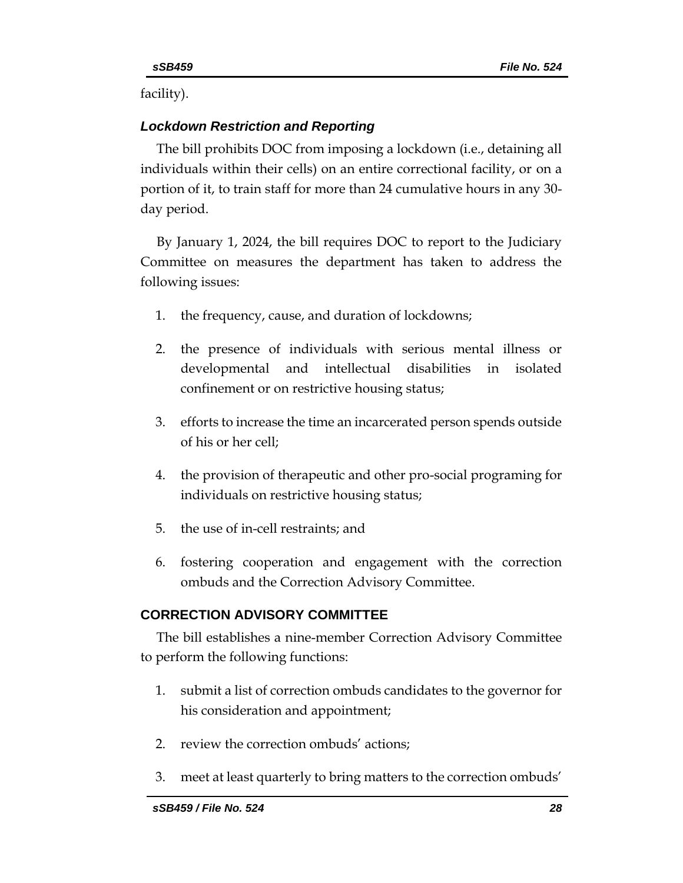facility).

### *Lockdown Restriction and Reporting*

The bill prohibits DOC from imposing a lockdown (i.e., detaining all individuals within their cells) on an entire correctional facility, or on a portion of it, to train staff for more than 24 cumulative hours in any 30-day period.

By January 1, 2024, the bill requires DOC to report to the Judiciary Committee on measures the department has taken to address the following issues:

1. the frequency, cause, and duration of lockdowns;
2. the presence of individuals with serious mental illness or developmental and intellectual disabilities in isolated confinement or on restrictive housing status;
3. efforts to increase the time an incarcerated person spends outside of his or her cell;
4. the provision of therapeutic and other pro-social programing for individuals on restrictive housing status;
5. the use of in-cell restraints; and
6. fostering cooperation and engagement with the correction ombuds and the Correction Advisory Committee.

## CORRECTION ADVISORY COMMITTEE

The bill establishes a nine-member Correction Advisory Committee to perform the following functions:

1. submit a list of correction ombuds candidates to the governor for his consideration and appointment;
2. review the correction ombuds' actions;
3. meet at least quarterly to bring matters to the correction ombuds'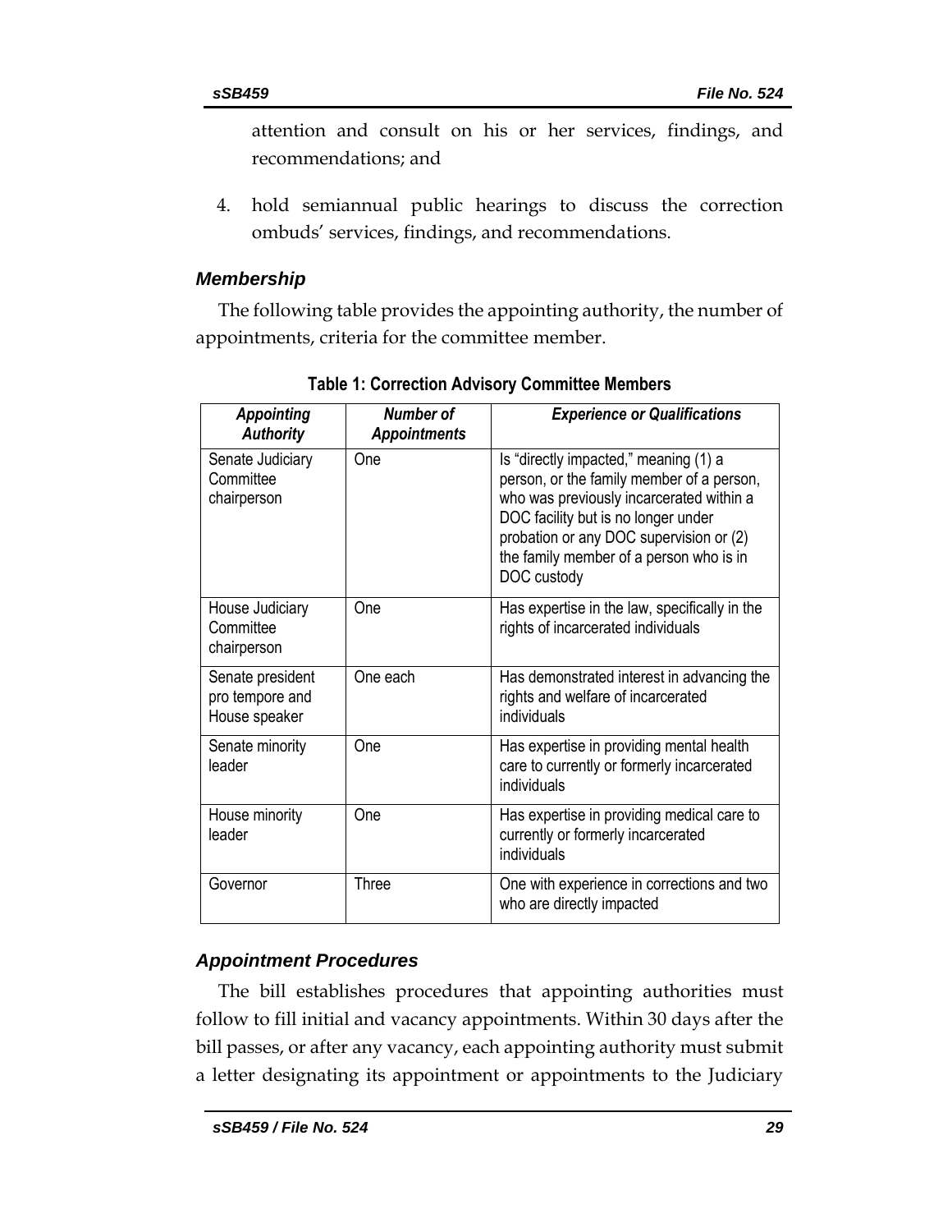attention and consult on his or her services, findings, and recommendations; and

4. hold semiannual public hearings to discuss the correction ombuds' services, findings, and recommendations.

### *Membership*

The following table provides the appointing authority, the number of appointments, criteria for the committee member.

**Table 1: Correction Advisory Committee Members**

| *Appointing Authority* | *Number of Appointments* | *Experience or Qualifications* |
|---|---|---|
| Senate Judiciary Committee chairperson | One | Is "directly impacted," meaning (1) a person, or the family member of a person, who was previously incarcerated within a DOC facility but is no longer under probation or any DOC supervision or (2) the family member of a person who is in DOC custody |
| House Judiciary Committee chairperson | One | Has expertise in the law, specifically in the rights of incarcerated individuals |
| Senate president pro tempore and House speaker | One each | Has demonstrated interest in advancing the rights and welfare of incarcerated individuals |
| Senate minority leader | One | Has expertise in providing mental health care to currently or formerly incarcerated individuals |
| House minority leader | One | Has expertise in providing medical care to currently or formerly incarcerated individuals |
| Governor | Three | One with experience in corrections and two who are directly impacted |

### *Appointment Procedures*

The bill establishes procedures that appointing authorities must follow to fill initial and vacancy appointments. Within 30 days after the bill passes, or after any vacancy, each appointing authority must submit a letter designating its appointment or appointments to the Judiciary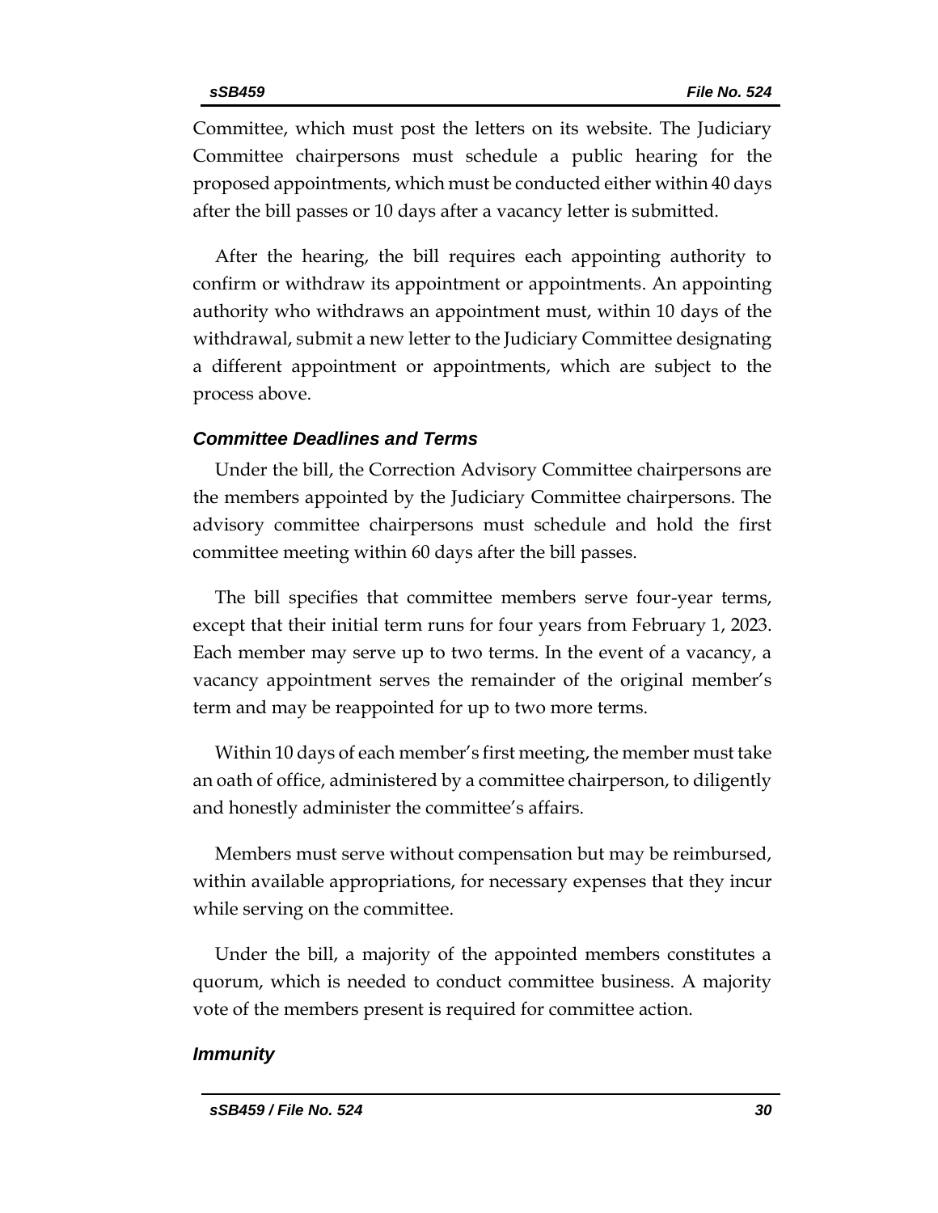Committee, which must post the letters on its website. The Judiciary Committee chairpersons must schedule a public hearing for the proposed appointments, which must be conducted either within 40 days after the bill passes or 10 days after a vacancy letter is submitted.

After the hearing, the bill requires each appointing authority to confirm or withdraw its appointment or appointments. An appointing authority who withdraws an appointment must, within 10 days of the withdrawal, submit a new letter to the Judiciary Committee designating a different appointment or appointments, which are subject to the process above.

### *Committee Deadlines and Terms*

Under the bill, the Correction Advisory Committee chairpersons are the members appointed by the Judiciary Committee chairpersons. The advisory committee chairpersons must schedule and hold the first committee meeting within 60 days after the bill passes.

The bill specifies that committee members serve four-year terms, except that their initial term runs for four years from February 1, 2023. Each member may serve up to two terms. In the event of a vacancy, a vacancy appointment serves the remainder of the original member's term and may be reappointed for up to two more terms.

Within 10 days of each member's first meeting, the member must take an oath of office, administered by a committee chairperson, to diligently and honestly administer the committee's affairs.

Members must serve without compensation but may be reimbursed, within available appropriations, for necessary expenses that they incur while serving on the committee.

Under the bill, a majority of the appointed members constitutes a quorum, which is needed to conduct committee business. A majority vote of the members present is required for committee action.

### *Immunity*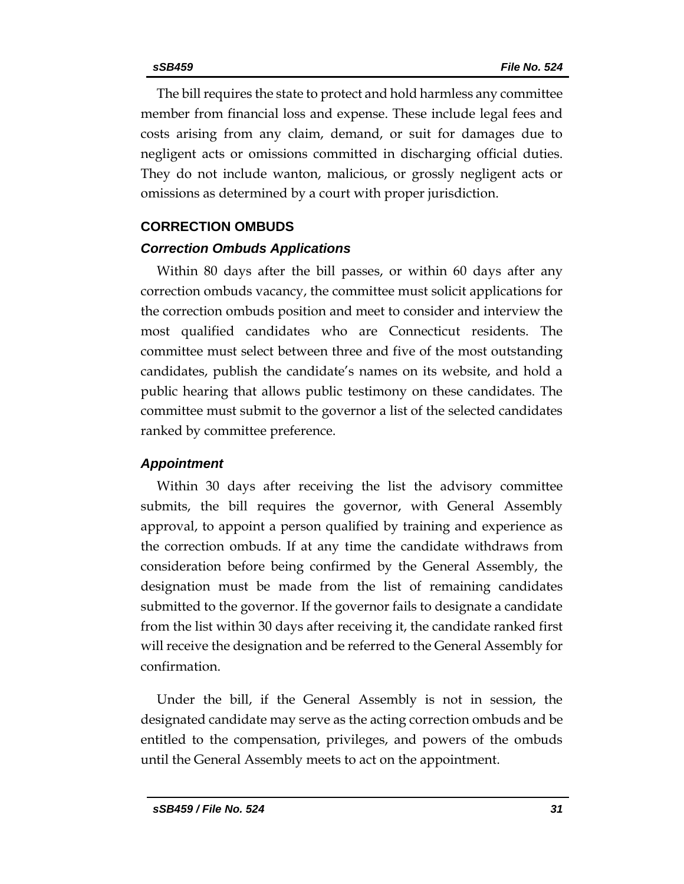The bill requires the state to protect and hold harmless any committee member from financial loss and expense. These include legal fees and costs arising from any claim, demand, or suit for damages due to negligent acts or omissions committed in discharging official duties. They do not include wanton, malicious, or grossly negligent acts or omissions as determined by a court with proper jurisdiction.

## CORRECTION OMBUDS

### *Correction Ombuds Applications*

Within 80 days after the bill passes, or within 60 days after any correction ombuds vacancy, the committee must solicit applications for the correction ombuds position and meet to consider and interview the most qualified candidates who are Connecticut residents. The committee must select between three and five of the most outstanding candidates, publish the candidate's names on its website, and hold a public hearing that allows public testimony on these candidates. The committee must submit to the governor a list of the selected candidates ranked by committee preference.

### *Appointment*

Within 30 days after receiving the list the advisory committee submits, the bill requires the governor, with General Assembly approval, to appoint a person qualified by training and experience as the correction ombuds. If at any time the candidate withdraws from consideration before being confirmed by the General Assembly, the designation must be made from the list of remaining candidates submitted to the governor. If the governor fails to designate a candidate from the list within 30 days after receiving it, the candidate ranked first will receive the designation and be referred to the General Assembly for confirmation.

Under the bill, if the General Assembly is not in session, the designated candidate may serve as the acting correction ombuds and be entitled to the compensation, privileges, and powers of the ombuds until the General Assembly meets to act on the appointment.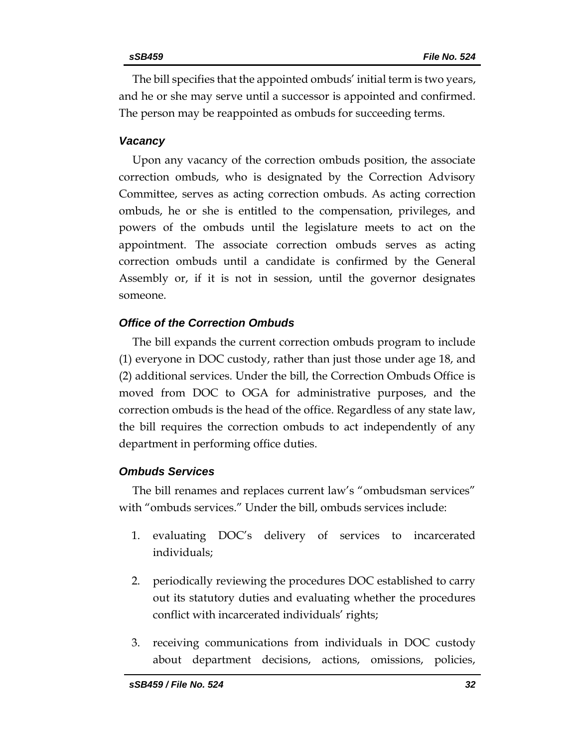The bill specifies that the appointed ombuds' initial term is two years, and he or she may serve until a successor is appointed and confirmed. The person may be reappointed as ombuds for succeeding terms.

### *Vacancy*

Upon any vacancy of the correction ombuds position, the associate correction ombuds, who is designated by the Correction Advisory Committee, serves as acting correction ombuds. As acting correction ombuds, he or she is entitled to the compensation, privileges, and powers of the ombuds until the legislature meets to act on the appointment. The associate correction ombuds serves as acting correction ombuds until a candidate is confirmed by the General Assembly or, if it is not in session, until the governor designates someone.

### *Office of the Correction Ombuds*

The bill expands the current correction ombuds program to include (1) everyone in DOC custody, rather than just those under age 18, and (2) additional services. Under the bill, the Correction Ombuds Office is moved from DOC to OGA for administrative purposes, and the correction ombuds is the head of the office. Regardless of any state law, the bill requires the correction ombuds to act independently of any department in performing office duties.

### *Ombuds Services*

The bill renames and replaces current law's "ombudsman services" with "ombuds services." Under the bill, ombuds services include:

1. evaluating DOC's delivery of services to incarcerated individuals;
2. periodically reviewing the procedures DOC established to carry out its statutory duties and evaluating whether the procedures conflict with incarcerated individuals' rights;
3. receiving communications from individuals in DOC custody about department decisions, actions, omissions, policies,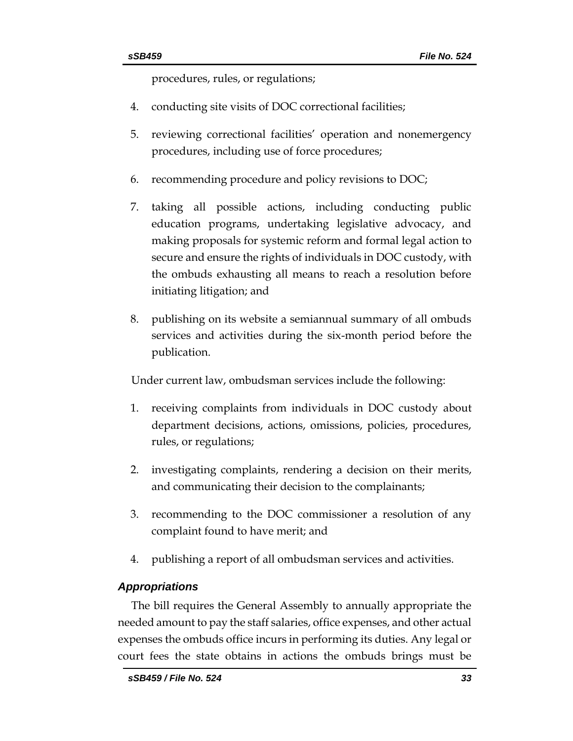procedures, rules, or regulations;

4. conducting site visits of DOC correctional facilities;
5. reviewing correctional facilities' operation and nonemergency procedures, including use of force procedures;
6. recommending procedure and policy revisions to DOC;
7. taking all possible actions, including conducting public education programs, undertaking legislative advocacy, and making proposals for systemic reform and formal legal action to secure and ensure the rights of individuals in DOC custody, with the ombuds exhausting all means to reach a resolution before initiating litigation; and
8. publishing on its website a semiannual summary of all ombuds services and activities during the six-month period before the publication.

Under current law, ombudsman services include the following:

1. receiving complaints from individuals in DOC custody about department decisions, actions, omissions, policies, procedures, rules, or regulations;
2. investigating complaints, rendering a decision on their merits, and communicating their decision to the complainants;
3. recommending to the DOC commissioner a resolution of any complaint found to have merit; and
4. publishing a report of all ombudsman services and activities.

### *Appropriations*

The bill requires the General Assembly to annually appropriate the needed amount to pay the staff salaries, office expenses, and other actual expenses the ombuds office incurs in performing its duties. Any legal or court fees the state obtains in actions the ombuds brings must be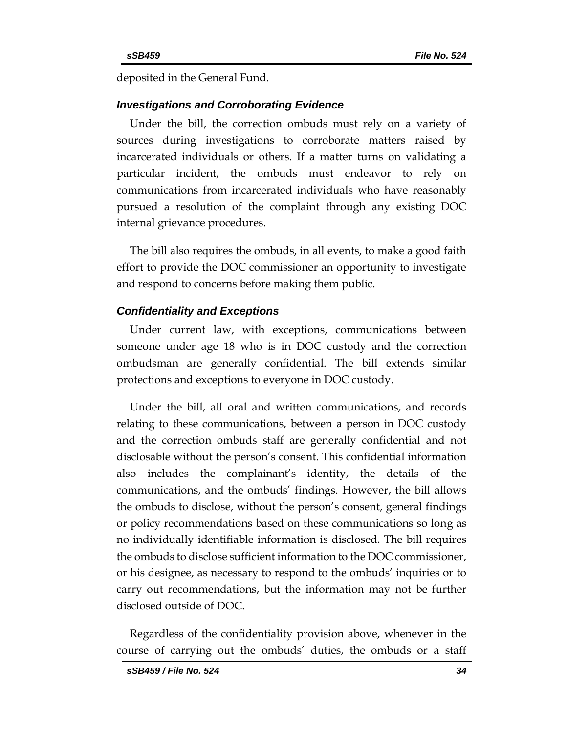deposited in the General Fund.

### *Investigations and Corroborating Evidence*

Under the bill, the correction ombuds must rely on a variety of sources during investigations to corroborate matters raised by incarcerated individuals or others. If a matter turns on validating a particular incident, the ombuds must endeavor to rely on communications from incarcerated individuals who have reasonably pursued a resolution of the complaint through any existing DOC internal grievance procedures.

The bill also requires the ombuds, in all events, to make a good faith effort to provide the DOC commissioner an opportunity to investigate and respond to concerns before making them public.

### *Confidentiality and Exceptions*

Under current law, with exceptions, communications between someone under age 18 who is in DOC custody and the correction ombudsman are generally confidential. The bill extends similar protections and exceptions to everyone in DOC custody.

Under the bill, all oral and written communications, and records relating to these communications, between a person in DOC custody and the correction ombuds staff are generally confidential and not disclosable without the person's consent. This confidential information also includes the complainant's identity, the details of the communications, and the ombuds' findings. However, the bill allows the ombuds to disclose, without the person's consent, general findings or policy recommendations based on these communications so long as no individually identifiable information is disclosed. The bill requires the ombuds to disclose sufficient information to the DOC commissioner, or his designee, as necessary to respond to the ombuds' inquiries or to carry out recommendations, but the information may not be further disclosed outside of DOC.

Regardless of the confidentiality provision above, whenever in the course of carrying out the ombuds' duties, the ombuds or a staff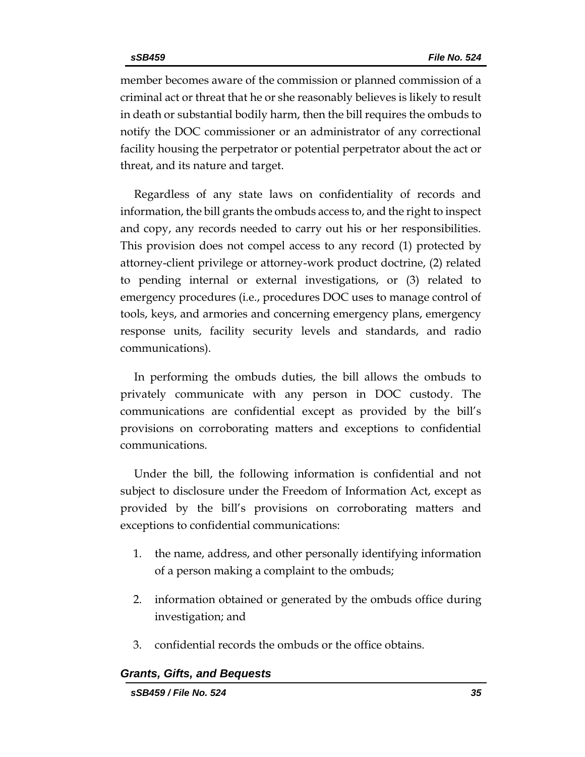member becomes aware of the commission or planned commission of a criminal act or threat that he or she reasonably believes is likely to result in death or substantial bodily harm, then the bill requires the ombuds to notify the DOC commissioner or an administrator of any correctional facility housing the perpetrator or potential perpetrator about the act or threat, and its nature and target.

Regardless of any state laws on confidentiality of records and information, the bill grants the ombuds access to, and the right to inspect and copy, any records needed to carry out his or her responsibilities. This provision does not compel access to any record (1) protected by attorney-client privilege or attorney-work product doctrine, (2) related to pending internal or external investigations, or (3) related to emergency procedures (i.e., procedures DOC uses to manage control of tools, keys, and armories and concerning emergency plans, emergency response units, facility security levels and standards, and radio communications).

In performing the ombuds duties, the bill allows the ombuds to privately communicate with any person in DOC custody. The communications are confidential except as provided by the bill's provisions on corroborating matters and exceptions to confidential communications.

Under the bill, the following information is confidential and not subject to disclosure under the Freedom of Information Act, except as provided by the bill's provisions on corroborating matters and exceptions to confidential communications:

1. the name, address, and other personally identifying information of a person making a complaint to the ombuds;
2. information obtained or generated by the ombuds office during investigation; and
3. confidential records the ombuds or the office obtains.

### *Grants, Gifts, and Bequests*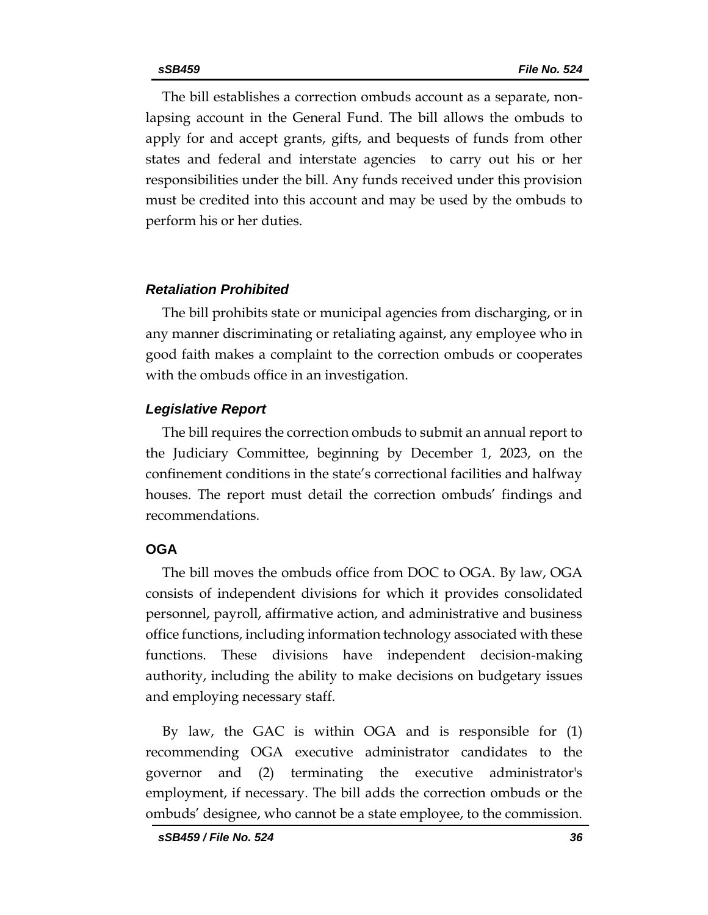The bill establishes a correction ombuds account as a separate, non-lapsing account in the General Fund. The bill allows the ombuds to apply for and accept grants, gifts, and bequests of funds from other states and federal and interstate agencies to carry out his or her responsibilities under the bill. Any funds received under this provision must be credited into this account and may be used by the ombuds to perform his or her duties.

### *Retaliation Prohibited*

The bill prohibits state or municipal agencies from discharging, or in any manner discriminating or retaliating against, any employee who in good faith makes a complaint to the correction ombuds or cooperates with the ombuds office in an investigation.

### *Legislative Report*

The bill requires the correction ombuds to submit an annual report to the Judiciary Committee, beginning by December 1, 2023, on the confinement conditions in the state's correctional facilities and halfway houses. The report must detail the correction ombuds' findings and recommendations.

## OGA

The bill moves the ombuds office from DOC to OGA. By law, OGA consists of independent divisions for which it provides consolidated personnel, payroll, affirmative action, and administrative and business office functions, including information technology associated with these functions. These divisions have independent decision-making authority, including the ability to make decisions on budgetary issues and employing necessary staff.

By law, the GAC is within OGA and is responsible for (1) recommending OGA executive administrator candidates to the governor and (2) terminating the executive administrator's employment, if necessary. The bill adds the correction ombuds or the ombuds' designee, who cannot be a state employee, to the commission.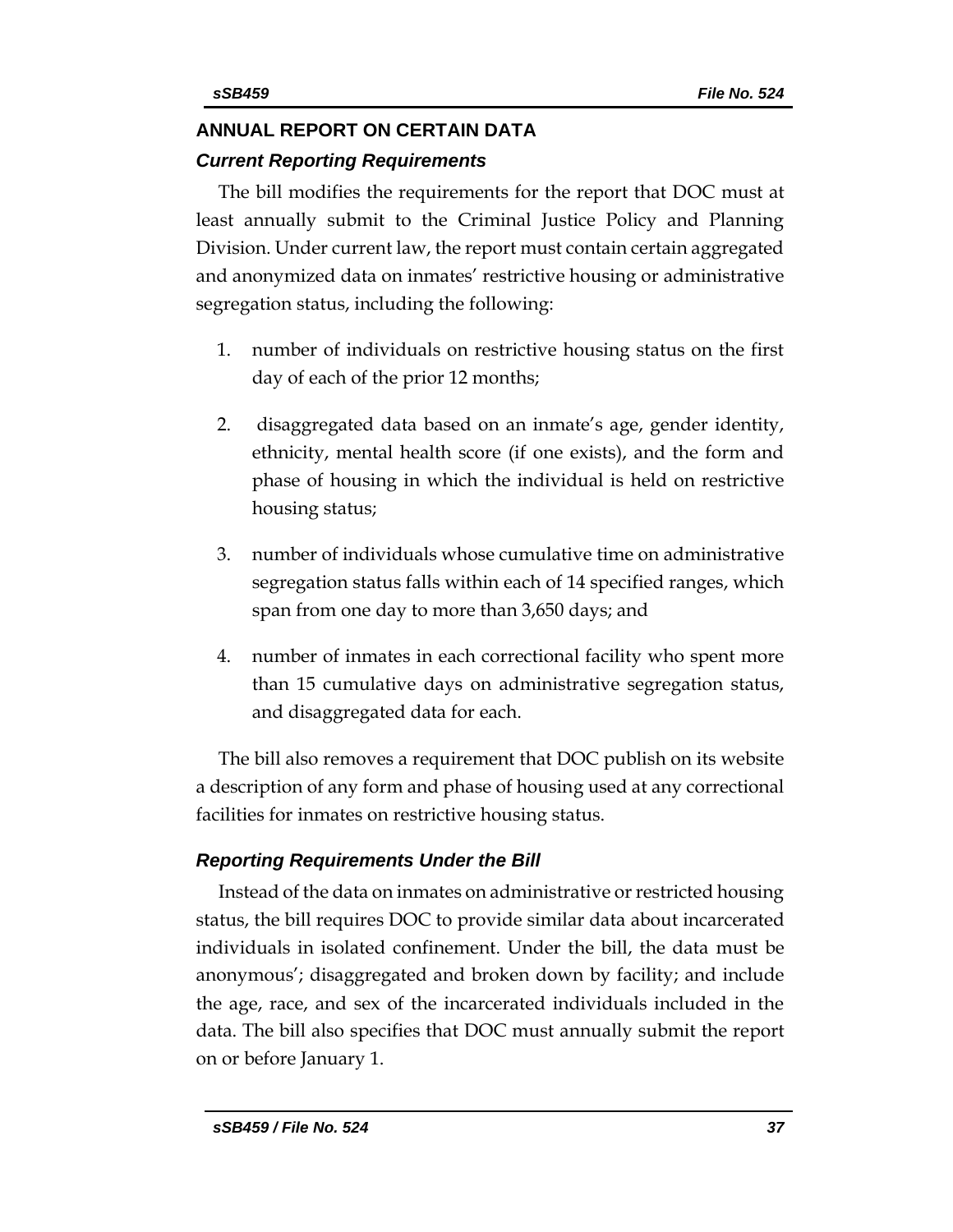## ANNUAL REPORT ON CERTAIN DATA

### *Current Reporting Requirements*

The bill modifies the requirements for the report that DOC must at least annually submit to the Criminal Justice Policy and Planning Division. Under current law, the report must contain certain aggregated and anonymized data on inmates' restrictive housing or administrative segregation status, including the following:

1. number of individuals on restrictive housing status on the first day of each of the prior 12 months;
2. disaggregated data based on an inmate's age, gender identity, ethnicity, mental health score (if one exists), and the form and phase of housing in which the individual is held on restrictive housing status;
3. number of individuals whose cumulative time on administrative segregation status falls within each of 14 specified ranges, which span from one day to more than 3,650 days; and
4. number of inmates in each correctional facility who spent more than 15 cumulative days on administrative segregation status, and disaggregated data for each.

The bill also removes a requirement that DOC publish on its website a description of any form and phase of housing used at any correctional facilities for inmates on restrictive housing status.

### *Reporting Requirements Under the Bill*

Instead of the data on inmates on administrative or restricted housing status, the bill requires DOC to provide similar data about incarcerated individuals in isolated confinement. Under the bill, the data must be anonymous'; disaggregated and broken down by facility; and include the age, race, and sex of the incarcerated individuals included in the data. The bill also specifies that DOC must annually submit the report on or before January 1.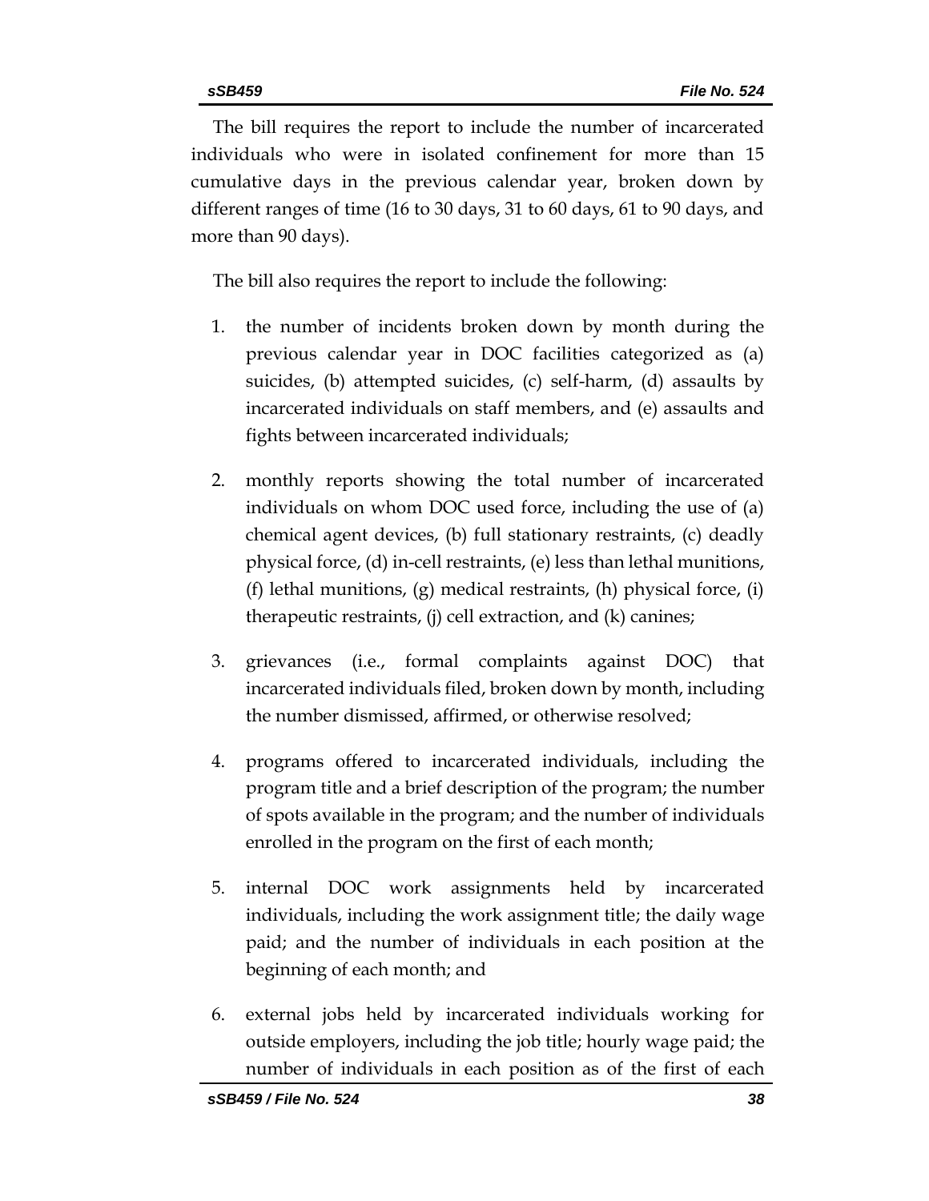The bill requires the report to include the number of incarcerated individuals who were in isolated confinement for more than 15 cumulative days in the previous calendar year, broken down by different ranges of time (16 to 30 days, 31 to 60 days, 61 to 90 days, and more than 90 days).

The bill also requires the report to include the following:

1. the number of incidents broken down by month during the previous calendar year in DOC facilities categorized as (a) suicides, (b) attempted suicides, (c) self-harm, (d) assaults by incarcerated individuals on staff members, and (e) assaults and fights between incarcerated individuals;
2. monthly reports showing the total number of incarcerated individuals on whom DOC used force, including the use of (a) chemical agent devices, (b) full stationary restraints, (c) deadly physical force, (d) in-cell restraints, (e) less than lethal munitions, (f) lethal munitions, (g) medical restraints, (h) physical force, (i) therapeutic restraints, (j) cell extraction, and (k) canines;
3. grievances (i.e., formal complaints against DOC) that incarcerated individuals filed, broken down by month, including the number dismissed, affirmed, or otherwise resolved;
4. programs offered to incarcerated individuals, including the program title and a brief description of the program; the number of spots available in the program; and the number of individuals enrolled in the program on the first of each month;
5. internal DOC work assignments held by incarcerated individuals, including the work assignment title; the daily wage paid; and the number of individuals in each position at the beginning of each month; and
6. external jobs held by incarcerated individuals working for outside employers, including the job title; hourly wage paid; the number of individuals in each position as of the first of each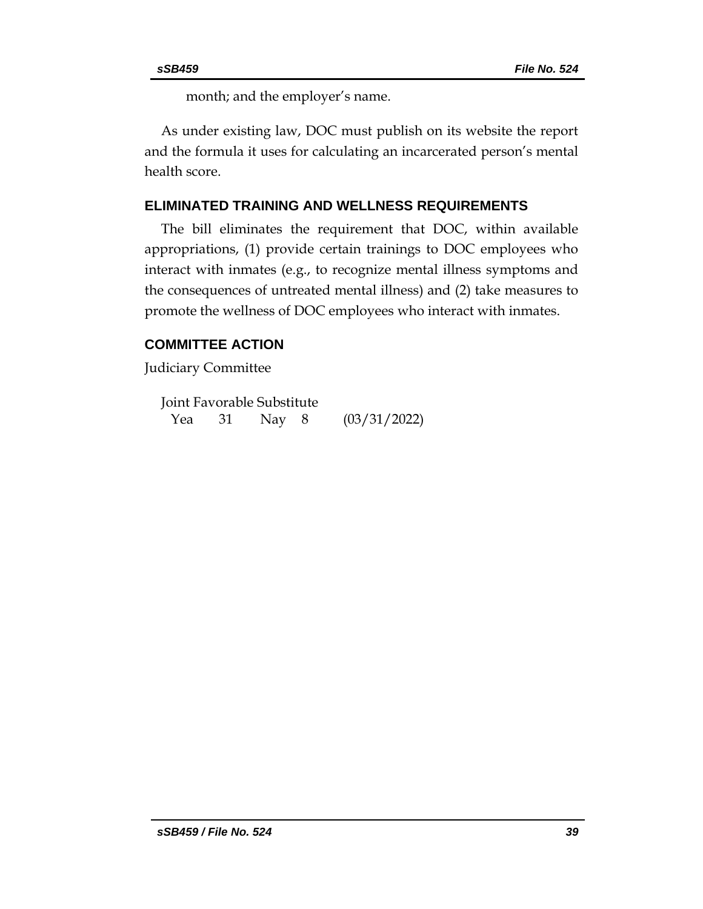month; and the employer's name.

As under existing law, DOC must publish on its website the report and the formula it uses for calculating an incarcerated person's mental health score.

## ELIMINATED TRAINING AND WELLNESS REQUIREMENTS

The bill eliminates the requirement that DOC, within available appropriations, (1) provide certain trainings to DOC employees who interact with inmates (e.g., to recognize mental illness symptoms and the consequences of untreated mental illness) and (2) take measures to promote the wellness of DOC employees who interact with inmates.

## COMMITTEE ACTION

Judiciary Committee

Joint Favorable Substitute
Yea 31 Nay 8 (03/31/2022)